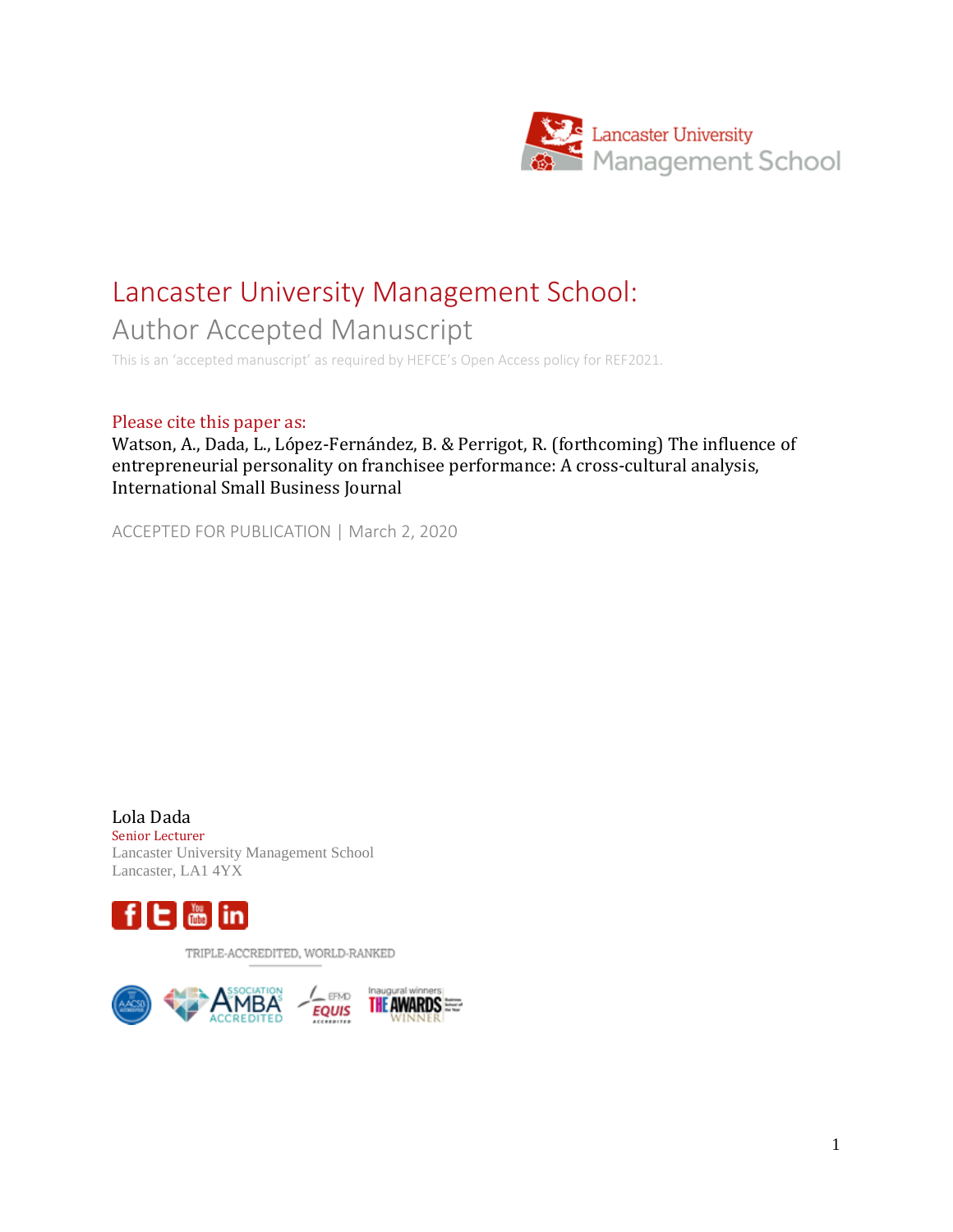Lancaster University Management School

# Lancaster University Management School:

## Author Accepted Manuscript

This is an 'accepted manuscript' as required by HEFCE's Open Access policy for REF2021.

Please cite this paper as:

Watson, A., Dada, L., López-Fernández, B. & Perrigot, R. (forthcoming) The influence of entrepreneurial personality on franchisee performance: A cross-cultural analysis, International Small Business Journal

ACCEPTED FOR PUBLICATION | March 2, 2020

Lola Dada
Senior Lecturer
Lancaster University Management School
Lancaster, LA1 4YX

TRIPLE-ACCREDITED, WORLD-RANKED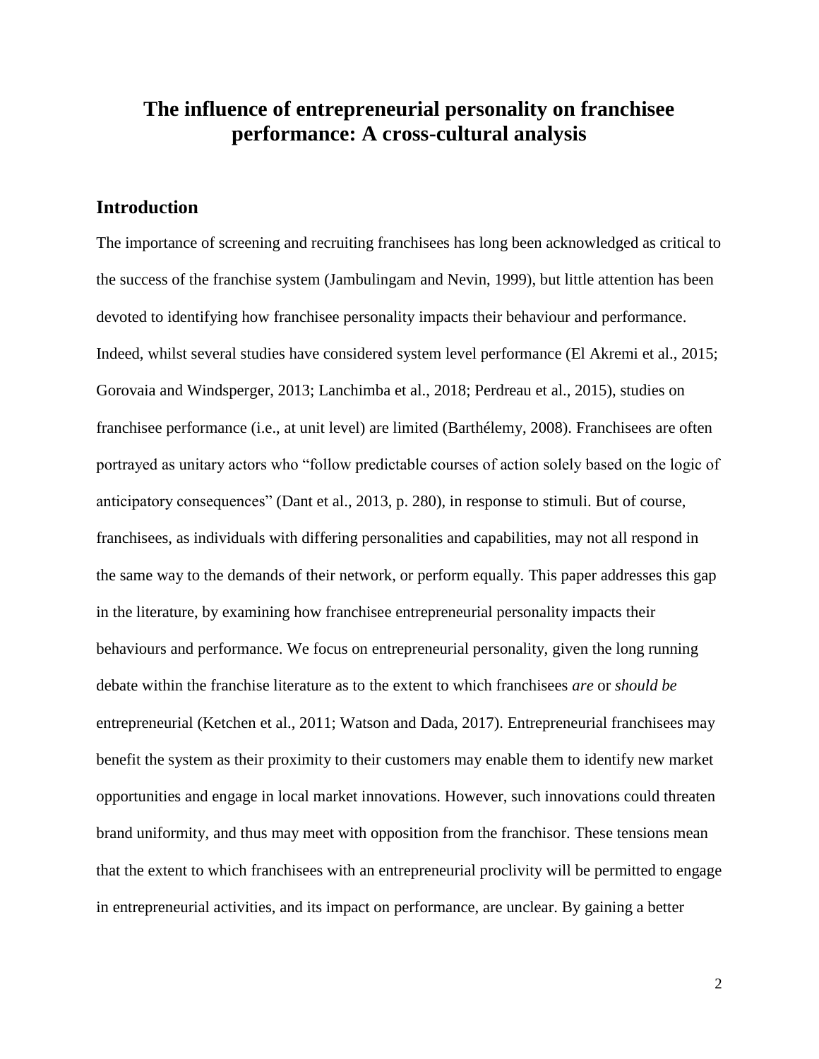# The influence of entrepreneurial personality on franchisee performance: A cross-cultural analysis

## Introduction

The importance of screening and recruiting franchisees has long been acknowledged as critical to the success of the franchise system (Jambulingam and Nevin, 1999), but little attention has been devoted to identifying how franchisee personality impacts their behaviour and performance. Indeed, whilst several studies have considered system level performance (El Akremi et al., 2015; Gorovaia and Windsperger, 2013; Lanchimba et al., 2018; Perdreau et al., 2015), studies on franchisee performance (i.e., at unit level) are limited (Barthélemy, 2008). Franchisees are often portrayed as unitary actors who "follow predictable courses of action solely based on the logic of anticipatory consequences" (Dant et al., 2013, p. 280), in response to stimuli. But of course, franchisees, as individuals with differing personalities and capabilities, may not all respond in the same way to the demands of their network, or perform equally. This paper addresses this gap in the literature, by examining how franchisee entrepreneurial personality impacts their behaviours and performance. We focus on entrepreneurial personality, given the long running debate within the franchise literature as to the extent to which franchisees *are* or *should be* entrepreneurial (Ketchen et al., 2011; Watson and Dada, 2017). Entrepreneurial franchisees may benefit the system as their proximity to their customers may enable them to identify new market opportunities and engage in local market innovations. However, such innovations could threaten brand uniformity, and thus may meet with opposition from the franchisor. These tensions mean that the extent to which franchisees with an entrepreneurial proclivity will be permitted to engage in entrepreneurial activities, and its impact on performance, are unclear. By gaining a better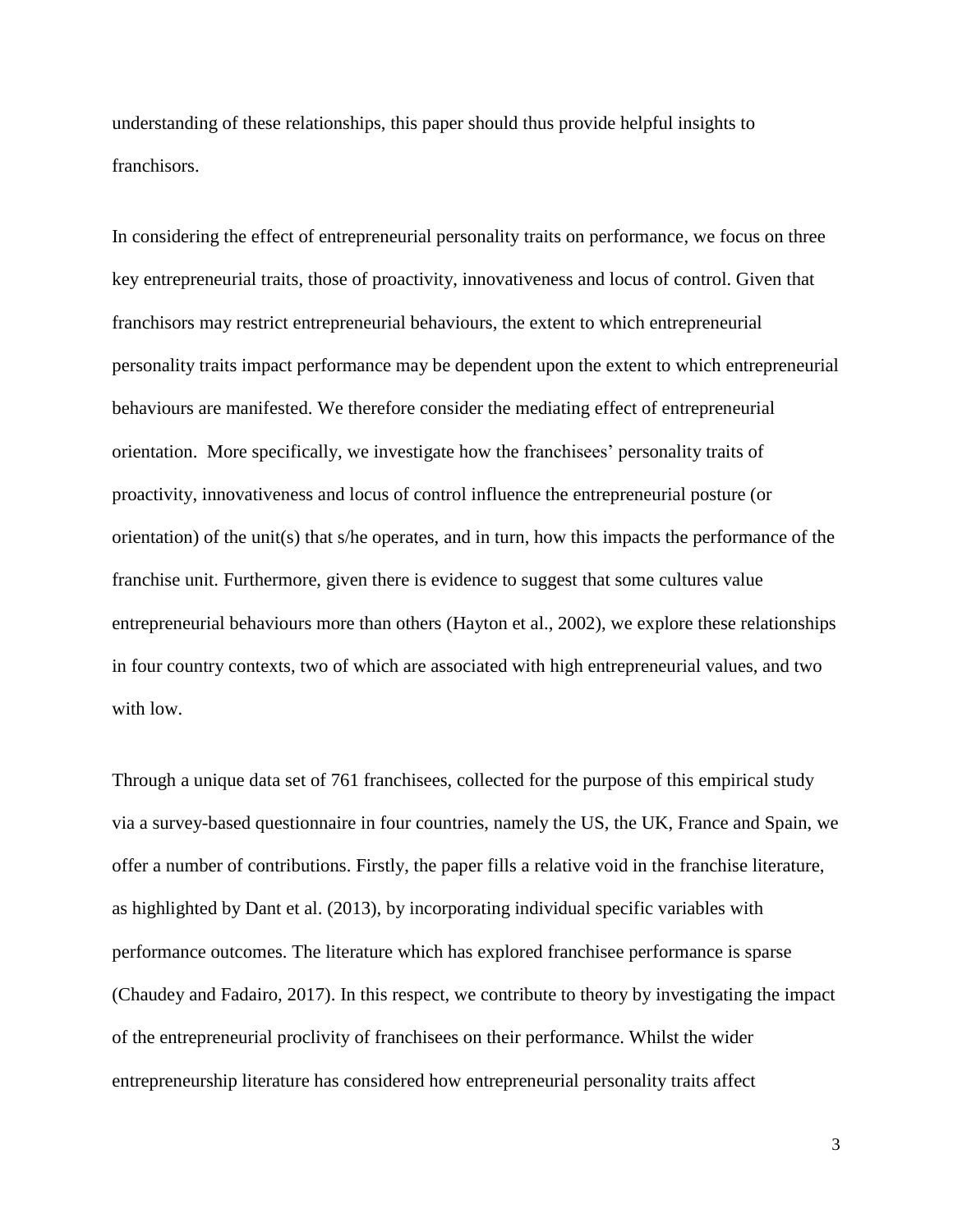understanding of these relationships, this paper should thus provide helpful insights to franchisors.

In considering the effect of entrepreneurial personality traits on performance, we focus on three key entrepreneurial traits, those of proactivity, innovativeness and locus of control. Given that franchisors may restrict entrepreneurial behaviours, the extent to which entrepreneurial personality traits impact performance may be dependent upon the extent to which entrepreneurial behaviours are manifested. We therefore consider the mediating effect of entrepreneurial orientation. More specifically, we investigate how the franchisees' personality traits of proactivity, innovativeness and locus of control influence the entrepreneurial posture (or orientation) of the unit(s) that s/he operates, and in turn, how this impacts the performance of the franchise unit. Furthermore, given there is evidence to suggest that some cultures value entrepreneurial behaviours more than others (Hayton et al., 2002), we explore these relationships in four country contexts, two of which are associated with high entrepreneurial values, and two with low.

Through a unique data set of 761 franchisees, collected for the purpose of this empirical study via a survey-based questionnaire in four countries, namely the US, the UK, France and Spain, we offer a number of contributions. Firstly, the paper fills a relative void in the franchise literature, as highlighted by Dant et al. (2013), by incorporating individual specific variables with performance outcomes. The literature which has explored franchisee performance is sparse (Chaudey and Fadairo, 2017). In this respect, we contribute to theory by investigating the impact of the entrepreneurial proclivity of franchisees on their performance. Whilst the wider entrepreneurship literature has considered how entrepreneurial personality traits affect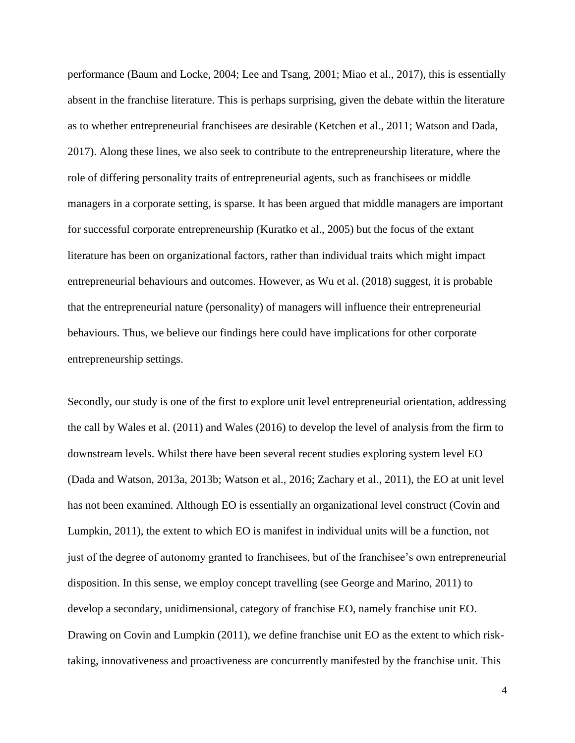performance (Baum and Locke, 2004; Lee and Tsang, 2001; Miao et al., 2017), this is essentially absent in the franchise literature. This is perhaps surprising, given the debate within the literature as to whether entrepreneurial franchisees are desirable (Ketchen et al., 2011; Watson and Dada, 2017). Along these lines, we also seek to contribute to the entrepreneurship literature, where the role of differing personality traits of entrepreneurial agents, such as franchisees or middle managers in a corporate setting, is sparse. It has been argued that middle managers are important for successful corporate entrepreneurship (Kuratko et al., 2005) but the focus of the extant literature has been on organizational factors, rather than individual traits which might impact entrepreneurial behaviours and outcomes. However, as Wu et al. (2018) suggest, it is probable that the entrepreneurial nature (personality) of managers will influence their entrepreneurial behaviours. Thus, we believe our findings here could have implications for other corporate entrepreneurship settings.

Secondly, our study is one of the first to explore unit level entrepreneurial orientation, addressing the call by Wales et al. (2011) and Wales (2016) to develop the level of analysis from the firm to downstream levels. Whilst there have been several recent studies exploring system level EO (Dada and Watson, 2013a, 2013b; Watson et al., 2016; Zachary et al., 2011), the EO at unit level has not been examined. Although EO is essentially an organizational level construct (Covin and Lumpkin, 2011), the extent to which EO is manifest in individual units will be a function, not just of the degree of autonomy granted to franchisees, but of the franchisee's own entrepreneurial disposition. In this sense, we employ concept travelling (see George and Marino, 2011) to develop a secondary, unidimensional, category of franchise EO, namely franchise unit EO. Drawing on Covin and Lumpkin (2011), we define franchise unit EO as the extent to which risk-taking, innovativeness and proactiveness are concurrently manifested by the franchise unit. This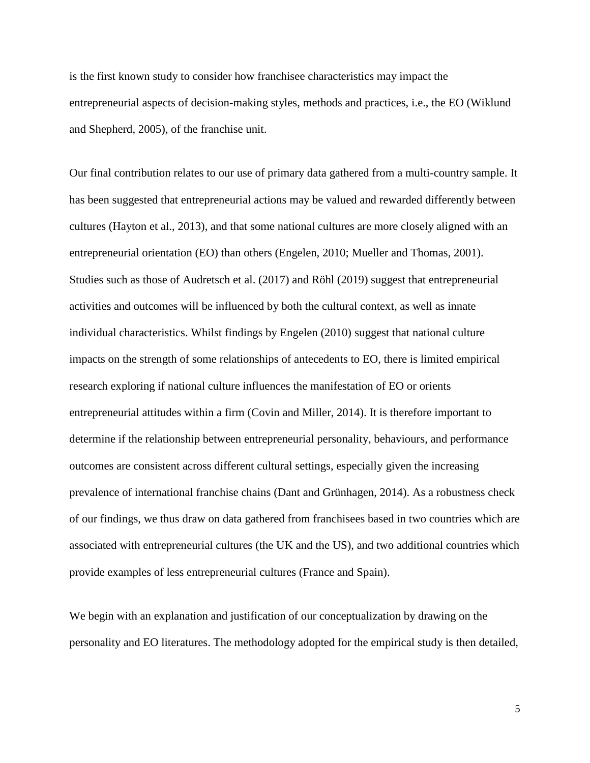is the first known study to consider how franchisee characteristics may impact the entrepreneurial aspects of decision-making styles, methods and practices, i.e., the EO (Wiklund and Shepherd, 2005), of the franchise unit.

Our final contribution relates to our use of primary data gathered from a multi-country sample. It has been suggested that entrepreneurial actions may be valued and rewarded differently between cultures (Hayton et al., 2013), and that some national cultures are more closely aligned with an entrepreneurial orientation (EO) than others (Engelen, 2010; Mueller and Thomas, 2001). Studies such as those of Audretsch et al. (2017) and Röhl (2019) suggest that entrepreneurial activities and outcomes will be influenced by both the cultural context, as well as innate individual characteristics. Whilst findings by Engelen (2010) suggest that national culture impacts on the strength of some relationships of antecedents to EO, there is limited empirical research exploring if national culture influences the manifestation of EO or orients entrepreneurial attitudes within a firm (Covin and Miller, 2014). It is therefore important to determine if the relationship between entrepreneurial personality, behaviours, and performance outcomes are consistent across different cultural settings, especially given the increasing prevalence of international franchise chains (Dant and Grünhagen, 2014). As a robustness check of our findings, we thus draw on data gathered from franchisees based in two countries which are associated with entrepreneurial cultures (the UK and the US), and two additional countries which provide examples of less entrepreneurial cultures (France and Spain).

We begin with an explanation and justification of our conceptualization by drawing on the personality and EO literatures. The methodology adopted for the empirical study is then detailed,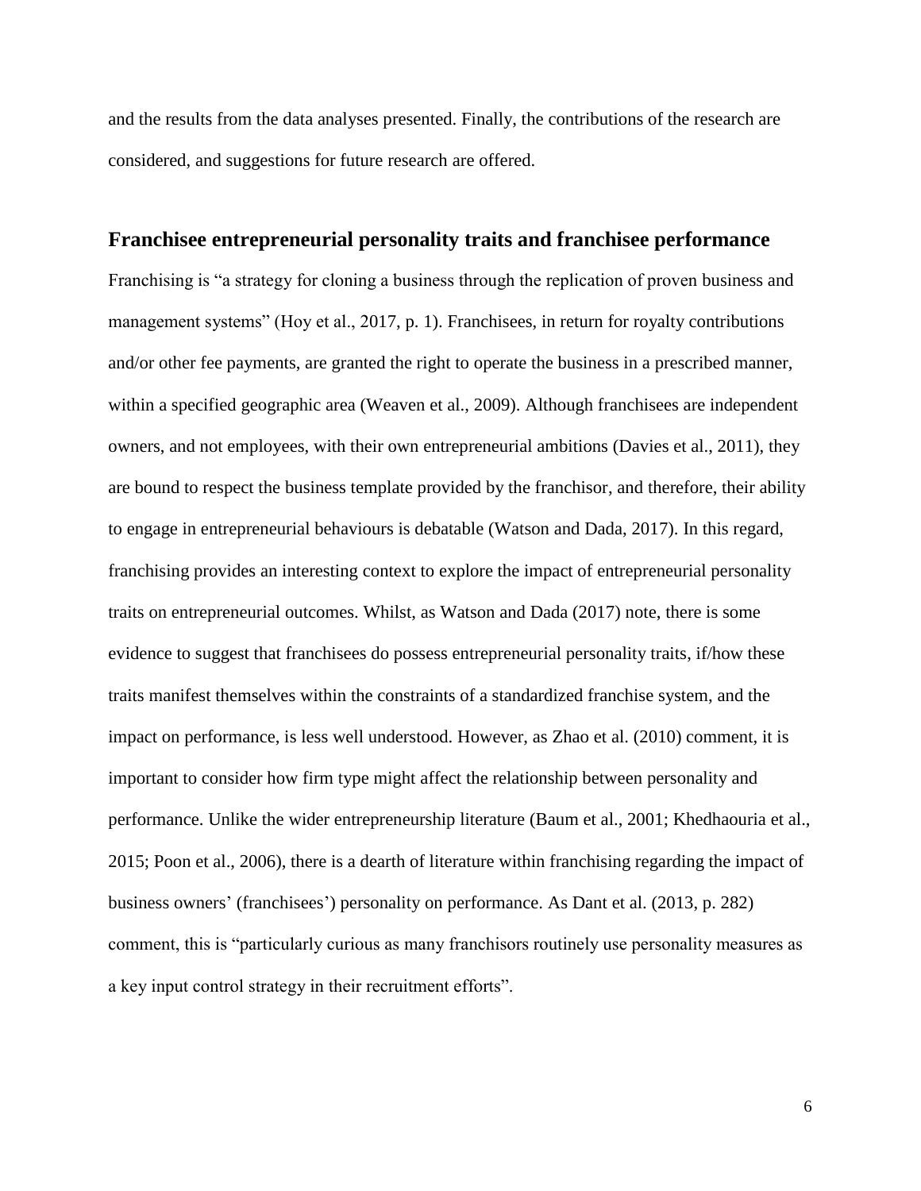and the results from the data analyses presented. Finally, the contributions of the research are considered, and suggestions for future research are offered.

## Franchisee entrepreneurial personality traits and franchisee performance

Franchising is "a strategy for cloning a business through the replication of proven business and management systems" (Hoy et al., 2017, p. 1). Franchisees, in return for royalty contributions and/or other fee payments, are granted the right to operate the business in a prescribed manner, within a specified geographic area (Weaven et al., 2009). Although franchisees are independent owners, and not employees, with their own entrepreneurial ambitions (Davies et al., 2011), they are bound to respect the business template provided by the franchisor, and therefore, their ability to engage in entrepreneurial behaviours is debatable (Watson and Dada, 2017). In this regard, franchising provides an interesting context to explore the impact of entrepreneurial personality traits on entrepreneurial outcomes. Whilst, as Watson and Dada (2017) note, there is some evidence to suggest that franchisees do possess entrepreneurial personality traits, if/how these traits manifest themselves within the constraints of a standardized franchise system, and the impact on performance, is less well understood. However, as Zhao et al. (2010) comment, it is important to consider how firm type might affect the relationship between personality and performance. Unlike the wider entrepreneurship literature (Baum et al., 2001; Khedhaouria et al., 2015; Poon et al., 2006), there is a dearth of literature within franchising regarding the impact of business owners' (franchisees') personality on performance. As Dant et al. (2013, p. 282) comment, this is "particularly curious as many franchisors routinely use personality measures as a key input control strategy in their recruitment efforts".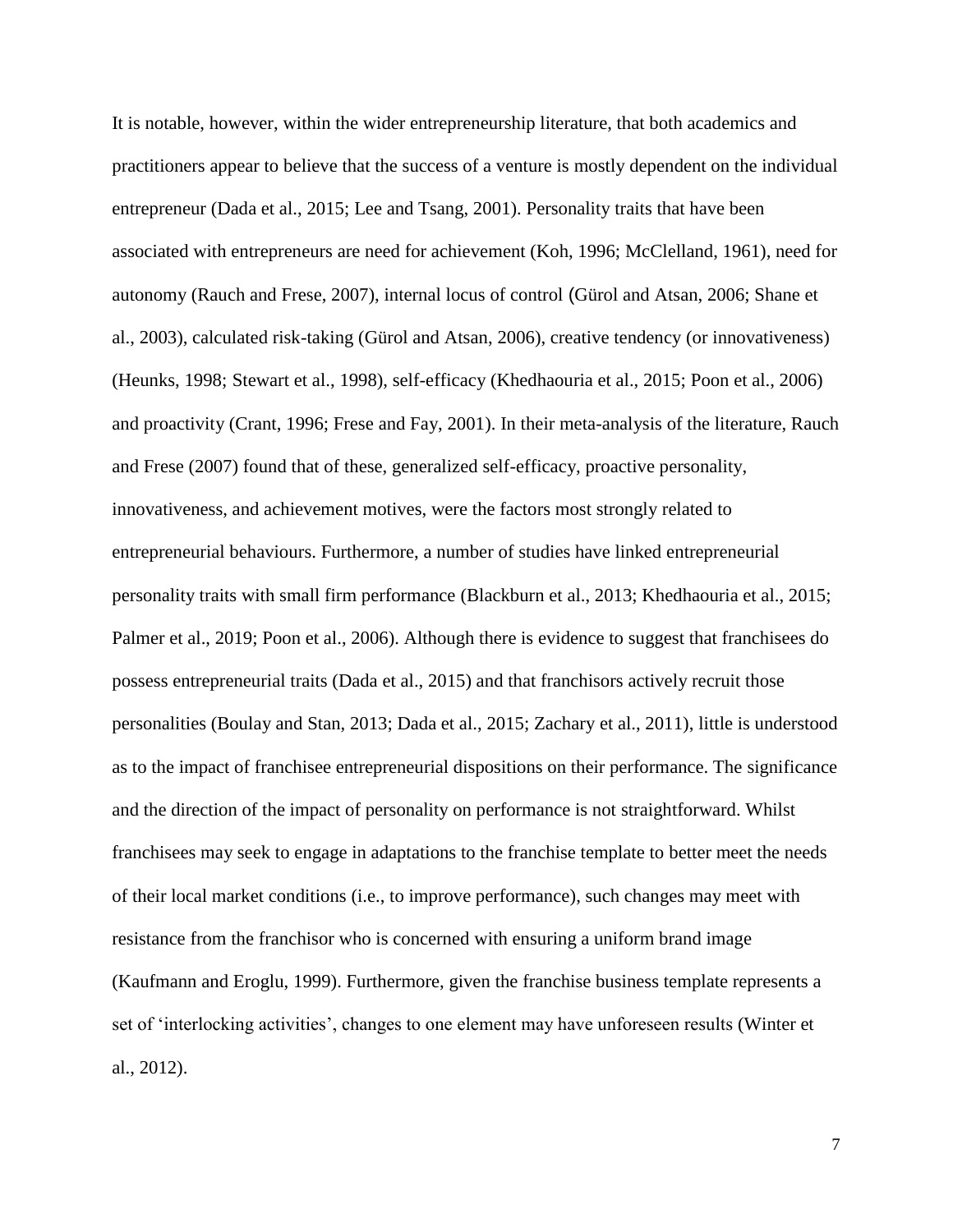It is notable, however, within the wider entrepreneurship literature, that both academics and practitioners appear to believe that the success of a venture is mostly dependent on the individual entrepreneur (Dada et al., 2015; Lee and Tsang, 2001). Personality traits that have been associated with entrepreneurs are need for achievement (Koh, 1996; McClelland, 1961), need for autonomy (Rauch and Frese, 2007), internal locus of control (Gürol and Atsan, 2006; Shane et al., 2003), calculated risk-taking (Gürol and Atsan, 2006), creative tendency (or innovativeness) (Heunks, 1998; Stewart et al., 1998), self-efficacy (Khedhaouria et al., 2015; Poon et al., 2006) and proactivity (Crant, 1996; Frese and Fay, 2001). In their meta-analysis of the literature, Rauch and Frese (2007) found that of these, generalized self-efficacy, proactive personality, innovativeness, and achievement motives, were the factors most strongly related to entrepreneurial behaviours. Furthermore, a number of studies have linked entrepreneurial personality traits with small firm performance (Blackburn et al., 2013; Khedhaouria et al., 2015; Palmer et al., 2019; Poon et al., 2006). Although there is evidence to suggest that franchisees do possess entrepreneurial traits (Dada et al., 2015) and that franchisors actively recruit those personalities (Boulay and Stan, 2013; Dada et al., 2015; Zachary et al., 2011), little is understood as to the impact of franchisee entrepreneurial dispositions on their performance. The significance and the direction of the impact of personality on performance is not straightforward. Whilst franchisees may seek to engage in adaptations to the franchise template to better meet the needs of their local market conditions (i.e., to improve performance), such changes may meet with resistance from the franchisor who is concerned with ensuring a uniform brand image (Kaufmann and Eroglu, 1999). Furthermore, given the franchise business template represents a set of 'interlocking activities', changes to one element may have unforeseen results (Winter et al., 2012).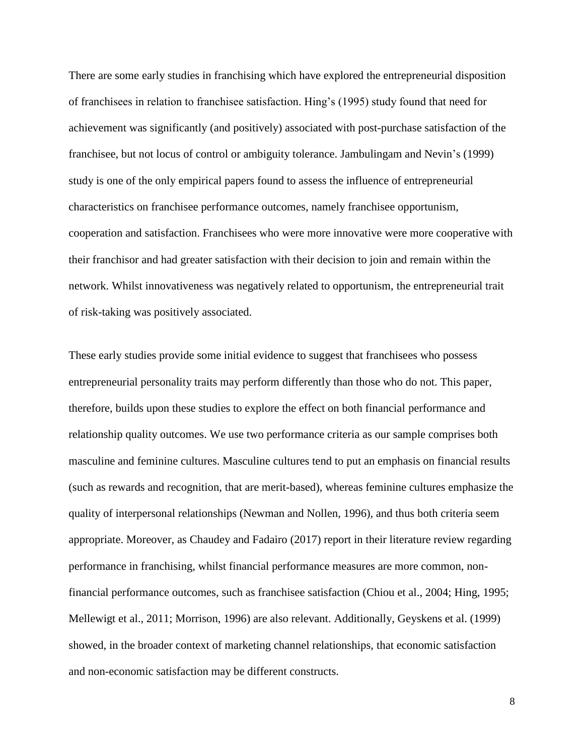There are some early studies in franchising which have explored the entrepreneurial disposition of franchisees in relation to franchisee satisfaction. Hing's (1995) study found that need for achievement was significantly (and positively) associated with post-purchase satisfaction of the franchisee, but not locus of control or ambiguity tolerance. Jambulingam and Nevin's (1999) study is one of the only empirical papers found to assess the influence of entrepreneurial characteristics on franchisee performance outcomes, namely franchisee opportunism, cooperation and satisfaction. Franchisees who were more innovative were more cooperative with their franchisor and had greater satisfaction with their decision to join and remain within the network. Whilst innovativeness was negatively related to opportunism, the entrepreneurial trait of risk-taking was positively associated.

These early studies provide some initial evidence to suggest that franchisees who possess entrepreneurial personality traits may perform differently than those who do not. This paper, therefore, builds upon these studies to explore the effect on both financial performance and relationship quality outcomes. We use two performance criteria as our sample comprises both masculine and feminine cultures. Masculine cultures tend to put an emphasis on financial results (such as rewards and recognition, that are merit-based), whereas feminine cultures emphasize the quality of interpersonal relationships (Newman and Nollen, 1996), and thus both criteria seem appropriate. Moreover, as Chaudey and Fadairo (2017) report in their literature review regarding performance in franchising, whilst financial performance measures are more common, non-financial performance outcomes, such as franchisee satisfaction (Chiou et al., 2004; Hing, 1995; Mellewigt et al., 2011; Morrison, 1996) are also relevant. Additionally, Geyskens et al. (1999) showed, in the broader context of marketing channel relationships, that economic satisfaction and non-economic satisfaction may be different constructs.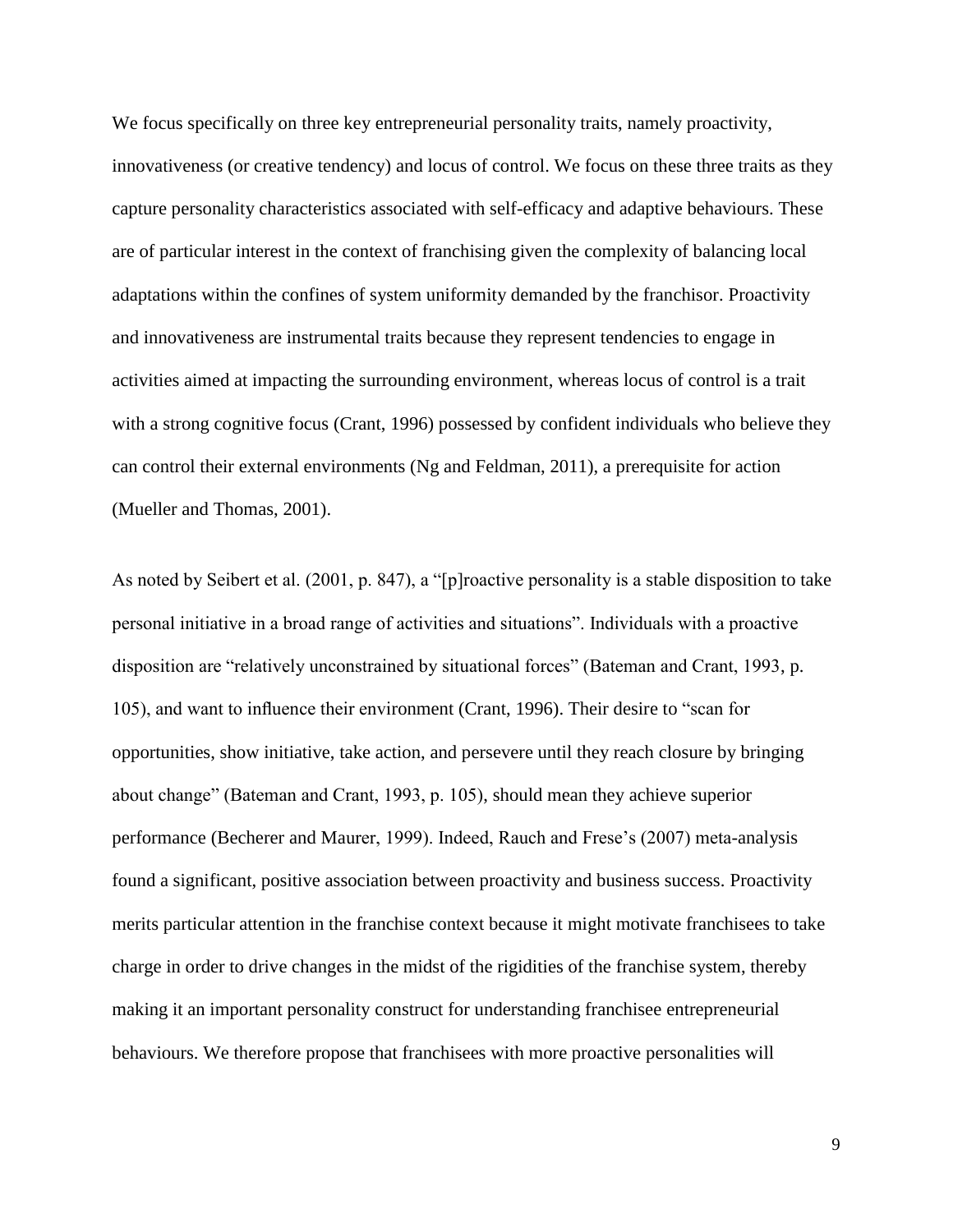We focus specifically on three key entrepreneurial personality traits, namely proactivity, innovativeness (or creative tendency) and locus of control. We focus on these three traits as they capture personality characteristics associated with self-efficacy and adaptive behaviours. These are of particular interest in the context of franchising given the complexity of balancing local adaptations within the confines of system uniformity demanded by the franchisor. Proactivity and innovativeness are instrumental traits because they represent tendencies to engage in activities aimed at impacting the surrounding environment, whereas locus of control is a trait with a strong cognitive focus (Crant, 1996) possessed by confident individuals who believe they can control their external environments (Ng and Feldman, 2011), a prerequisite for action (Mueller and Thomas, 2001).

As noted by Seibert et al. (2001, p. 847), a "[p]roactive personality is a stable disposition to take personal initiative in a broad range of activities and situations". Individuals with a proactive disposition are "relatively unconstrained by situational forces" (Bateman and Crant, 1993, p. 105), and want to influence their environment (Crant, 1996). Their desire to "scan for opportunities, show initiative, take action, and persevere until they reach closure by bringing about change" (Bateman and Crant, 1993, p. 105), should mean they achieve superior performance (Becherer and Maurer, 1999). Indeed, Rauch and Frese's (2007) meta-analysis found a significant, positive association between proactivity and business success. Proactivity merits particular attention in the franchise context because it might motivate franchisees to take charge in order to drive changes in the midst of the rigidities of the franchise system, thereby making it an important personality construct for understanding franchisee entrepreneurial behaviours. We therefore propose that franchisees with more proactive personalities will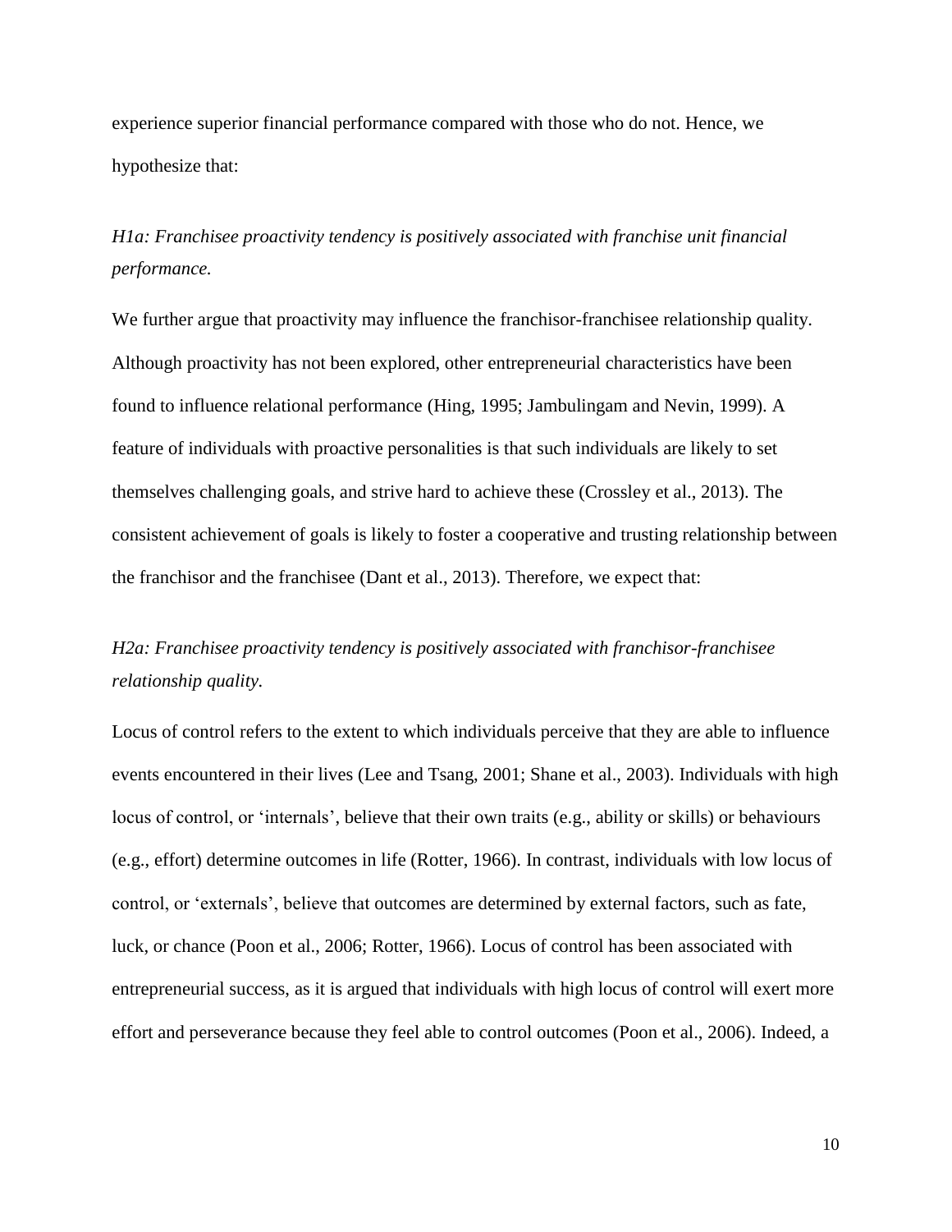experience superior financial performance compared with those who do not. Hence, we hypothesize that:

*H1a: Franchisee proactivity tendency is positively associated with franchise unit financial performance.*

We further argue that proactivity may influence the franchisor-franchisee relationship quality. Although proactivity has not been explored, other entrepreneurial characteristics have been found to influence relational performance (Hing, 1995; Jambulingam and Nevin, 1999). A feature of individuals with proactive personalities is that such individuals are likely to set themselves challenging goals, and strive hard to achieve these (Crossley et al., 2013). The consistent achievement of goals is likely to foster a cooperative and trusting relationship between the franchisor and the franchisee (Dant et al., 2013). Therefore, we expect that:

*H2a: Franchisee proactivity tendency is positively associated with franchisor-franchisee relationship quality.*

Locus of control refers to the extent to which individuals perceive that they are able to influence events encountered in their lives (Lee and Tsang, 2001; Shane et al., 2003). Individuals with high locus of control, or 'internals', believe that their own traits (e.g., ability or skills) or behaviours (e.g., effort) determine outcomes in life (Rotter, 1966). In contrast, individuals with low locus of control, or 'externals', believe that outcomes are determined by external factors, such as fate, luck, or chance (Poon et al., 2006; Rotter, 1966). Locus of control has been associated with entrepreneurial success, as it is argued that individuals with high locus of control will exert more effort and perseverance because they feel able to control outcomes (Poon et al., 2006). Indeed, a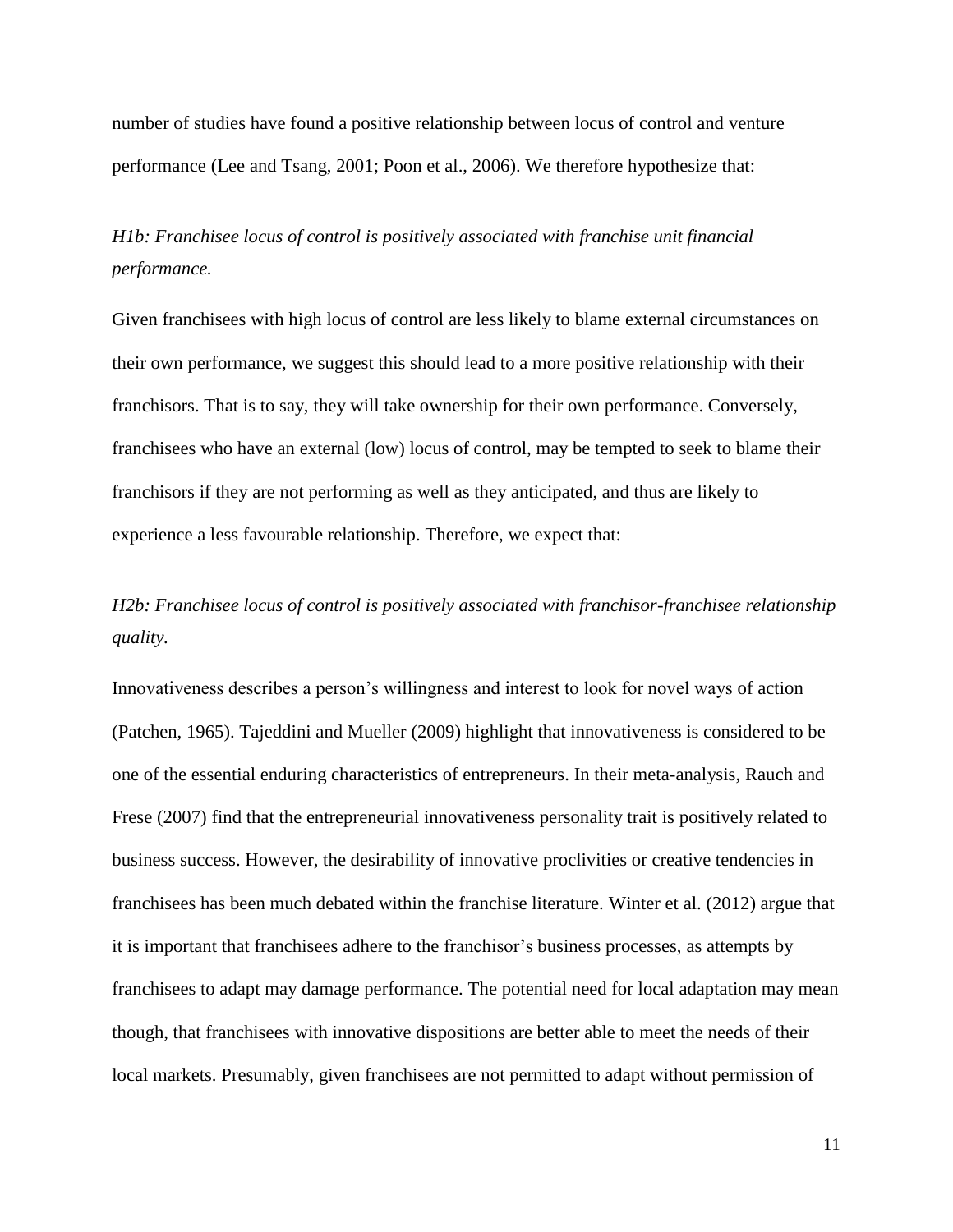number of studies have found a positive relationship between locus of control and venture performance (Lee and Tsang, 2001; Poon et al., 2006). We therefore hypothesize that:

*H1b: Franchisee locus of control is positively associated with franchise unit financial performance.*

Given franchisees with high locus of control are less likely to blame external circumstances on their own performance, we suggest this should lead to a more positive relationship with their franchisors. That is to say, they will take ownership for their own performance. Conversely, franchisees who have an external (low) locus of control, may be tempted to seek to blame their franchisors if they are not performing as well as they anticipated, and thus are likely to experience a less favourable relationship. Therefore, we expect that:

*H2b: Franchisee locus of control is positively associated with franchisor-franchisee relationship quality.*

Innovativeness describes a person's willingness and interest to look for novel ways of action (Patchen, 1965). Tajeddini and Mueller (2009) highlight that innovativeness is considered to be one of the essential enduring characteristics of entrepreneurs. In their meta-analysis, Rauch and Frese (2007) find that the entrepreneurial innovativeness personality trait is positively related to business success. However, the desirability of innovative proclivities or creative tendencies in franchisees has been much debated within the franchise literature. Winter et al. (2012) argue that it is important that franchisees adhere to the franchisor's business processes, as attempts by franchisees to adapt may damage performance. The potential need for local adaptation may mean though, that franchisees with innovative dispositions are better able to meet the needs of their local markets. Presumably, given franchisees are not permitted to adapt without permission of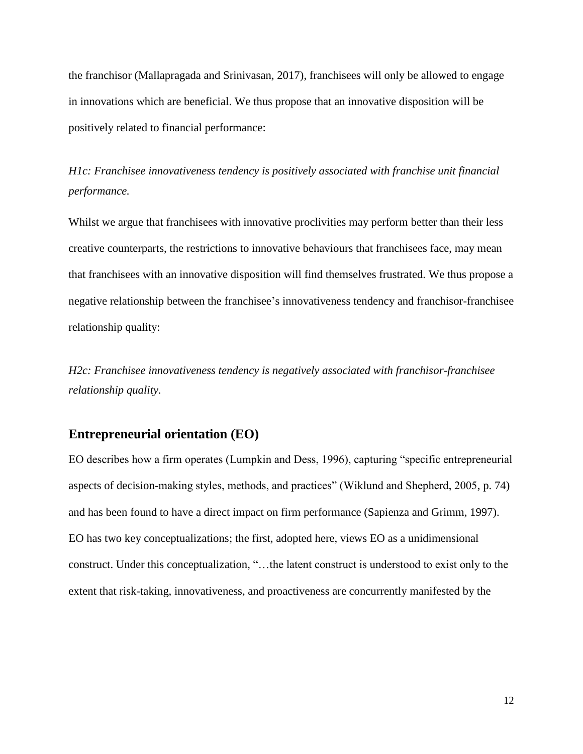the franchisor (Mallapragada and Srinivasan, 2017), franchisees will only be allowed to engage in innovations which are beneficial. We thus propose that an innovative disposition will be positively related to financial performance:

*H1c: Franchisee innovativeness tendency is positively associated with franchise unit financial performance.*

Whilst we argue that franchisees with innovative proclivities may perform better than their less creative counterparts, the restrictions to innovative behaviours that franchisees face, may mean that franchisees with an innovative disposition will find themselves frustrated. We thus propose a negative relationship between the franchisee's innovativeness tendency and franchisor-franchisee relationship quality:

*H2c: Franchisee innovativeness tendency is negatively associated with franchisor-franchisee relationship quality.*

## Entrepreneurial orientation (EO)

EO describes how a firm operates (Lumpkin and Dess, 1996), capturing "specific entrepreneurial aspects of decision-making styles, methods, and practices" (Wiklund and Shepherd, 2005, p. 74) and has been found to have a direct impact on firm performance (Sapienza and Grimm, 1997). EO has two key conceptualizations; the first, adopted here, views EO as a unidimensional construct. Under this conceptualization, "…the latent construct is understood to exist only to the extent that risk-taking, innovativeness, and proactiveness are concurrently manifested by the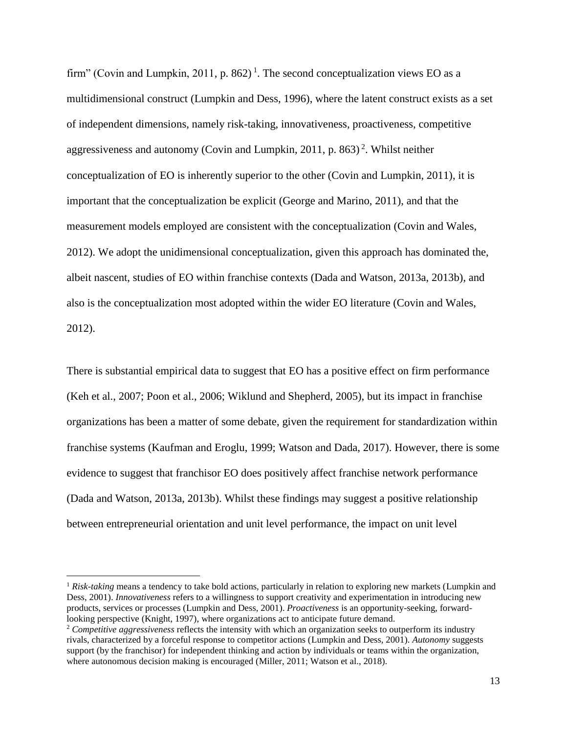firm" (Covin and Lumpkin, 2011, p. 862) [1]. The second conceptualization views EO as a multidimensional construct (Lumpkin and Dess, 1996), where the latent construct exists as a set of independent dimensions, namely risk-taking, innovativeness, proactiveness, competitive aggressiveness and autonomy (Covin and Lumpkin, 2011, p. 863) [2]. Whilst neither conceptualization of EO is inherently superior to the other (Covin and Lumpkin, 2011), it is important that the conceptualization be explicit (George and Marino, 2011), and that the measurement models employed are consistent with the conceptualization (Covin and Wales, 2012). We adopt the unidimensional conceptualization, given this approach has dominated the, albeit nascent, studies of EO within franchise contexts (Dada and Watson, 2013a, 2013b), and also is the conceptualization most adopted within the wider EO literature (Covin and Wales, 2012).

There is substantial empirical data to suggest that EO has a positive effect on firm performance (Keh et al., 2007; Poon et al., 2006; Wiklund and Shepherd, 2005), but its impact in franchise organizations has been a matter of some debate, given the requirement for standardization within franchise systems (Kaufman and Eroglu, 1999; Watson and Dada, 2017). However, there is some evidence to suggest that franchisor EO does positively affect franchise network performance (Dada and Watson, 2013a, 2013b). Whilst these findings may suggest a positive relationship between entrepreneurial orientation and unit level performance, the impact on unit level

[1] *Risk-taking* means a tendency to take bold actions, particularly in relation to exploring new markets (Lumpkin and Dess, 2001). *Innovativeness* refers to a willingness to support creativity and experimentation in introducing new products, services or processes (Lumpkin and Dess, 2001). *Proactiveness* is an opportunity-seeking, forward-looking perspective (Knight, 1997), where organizations act to anticipate future demand.

[2] *Competitive aggressiveness* reflects the intensity with which an organization seeks to outperform its industry rivals, characterized by a forceful response to competitor actions (Lumpkin and Dess, 2001). *Autonomy* suggests support (by the franchisor) for independent thinking and action by individuals or teams within the organization, where autonomous decision making is encouraged (Miller, 2011; Watson et al., 2018).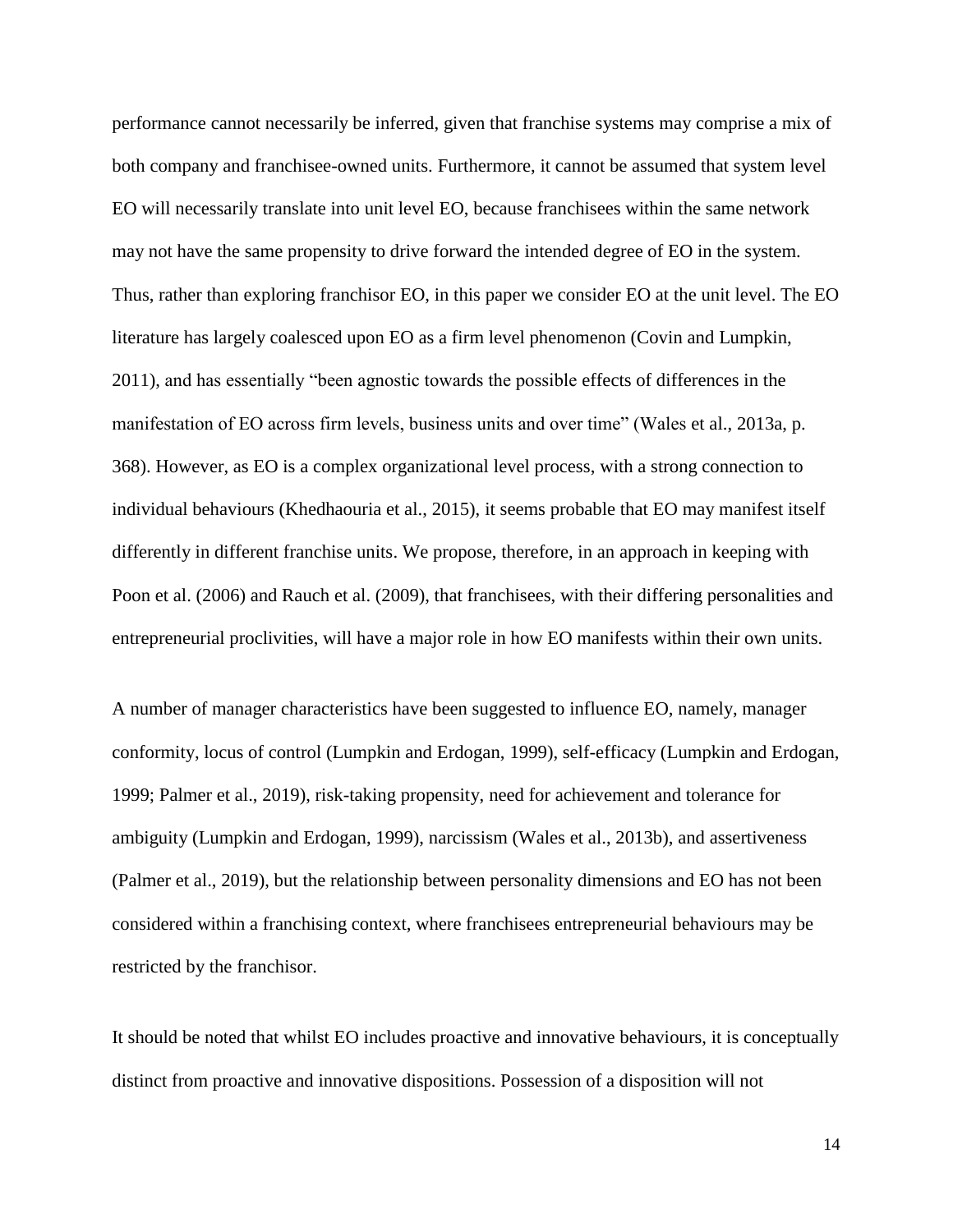performance cannot necessarily be inferred, given that franchise systems may comprise a mix of both company and franchisee-owned units. Furthermore, it cannot be assumed that system level EO will necessarily translate into unit level EO, because franchisees within the same network may not have the same propensity to drive forward the intended degree of EO in the system. Thus, rather than exploring franchisor EO, in this paper we consider EO at the unit level. The EO literature has largely coalesced upon EO as a firm level phenomenon (Covin and Lumpkin, 2011), and has essentially "been agnostic towards the possible effects of differences in the manifestation of EO across firm levels, business units and over time" (Wales et al., 2013a, p. 368). However, as EO is a complex organizational level process, with a strong connection to individual behaviours (Khedhaouria et al., 2015), it seems probable that EO may manifest itself differently in different franchise units. We propose, therefore, in an approach in keeping with Poon et al. (2006) and Rauch et al. (2009), that franchisees, with their differing personalities and entrepreneurial proclivities, will have a major role in how EO manifests within their own units.

A number of manager characteristics have been suggested to influence EO, namely, manager conformity, locus of control (Lumpkin and Erdogan, 1999), self-efficacy (Lumpkin and Erdogan, 1999; Palmer et al., 2019), risk-taking propensity, need for achievement and tolerance for ambiguity (Lumpkin and Erdogan, 1999), narcissism (Wales et al., 2013b), and assertiveness (Palmer et al., 2019), but the relationship between personality dimensions and EO has not been considered within a franchising context, where franchisees entrepreneurial behaviours may be restricted by the franchisor.

It should be noted that whilst EO includes proactive and innovative behaviours, it is conceptually distinct from proactive and innovative dispositions. Possession of a disposition will not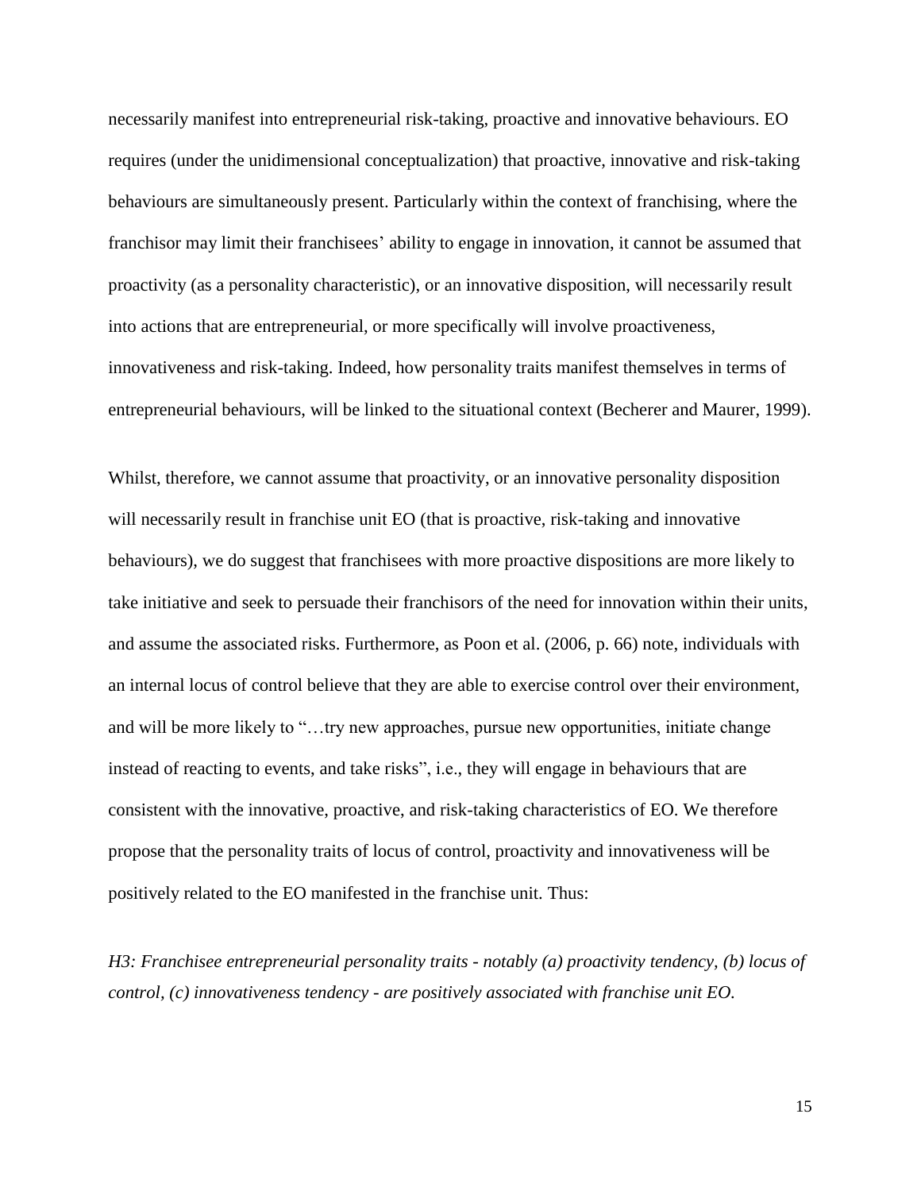necessarily manifest into entrepreneurial risk-taking, proactive and innovative behaviours. EO requires (under the unidimensional conceptualization) that proactive, innovative and risk-taking behaviours are simultaneously present. Particularly within the context of franchising, where the franchisor may limit their franchisees' ability to engage in innovation, it cannot be assumed that proactivity (as a personality characteristic), or an innovative disposition, will necessarily result into actions that are entrepreneurial, or more specifically will involve proactiveness, innovativeness and risk-taking. Indeed, how personality traits manifest themselves in terms of entrepreneurial behaviours, will be linked to the situational context (Becherer and Maurer, 1999).

Whilst, therefore, we cannot assume that proactivity, or an innovative personality disposition will necessarily result in franchise unit EO (that is proactive, risk-taking and innovative behaviours), we do suggest that franchisees with more proactive dispositions are more likely to take initiative and seek to persuade their franchisors of the need for innovation within their units, and assume the associated risks. Furthermore, as Poon et al. (2006, p. 66) note, individuals with an internal locus of control believe that they are able to exercise control over their environment, and will be more likely to "…try new approaches, pursue new opportunities, initiate change instead of reacting to events, and take risks", i.e., they will engage in behaviours that are consistent with the innovative, proactive, and risk-taking characteristics of EO. We therefore propose that the personality traits of locus of control, proactivity and innovativeness will be positively related to the EO manifested in the franchise unit. Thus:

*H3: Franchisee entrepreneurial personality traits - notably (a) proactivity tendency, (b) locus of control, (c) innovativeness tendency - are positively associated with franchise unit EO.*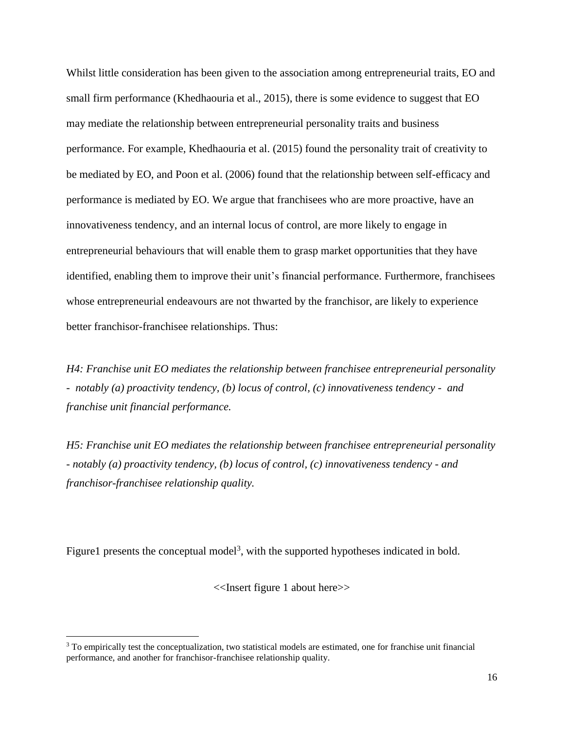Whilst little consideration has been given to the association among entrepreneurial traits, EO and small firm performance (Khedhaouria et al., 2015), there is some evidence to suggest that EO may mediate the relationship between entrepreneurial personality traits and business performance. For example, Khedhaouria et al. (2015) found the personality trait of creativity to be mediated by EO, and Poon et al. (2006) found that the relationship between self-efficacy and performance is mediated by EO. We argue that franchisees who are more proactive, have an innovativeness tendency, and an internal locus of control, are more likely to engage in entrepreneurial behaviours that will enable them to grasp market opportunities that they have identified, enabling them to improve their unit's financial performance. Furthermore, franchisees whose entrepreneurial endeavours are not thwarted by the franchisor, are likely to experience better franchisor-franchisee relationships. Thus:

*H4: Franchise unit EO mediates the relationship between franchisee entrepreneurial personality - notably (a) proactivity tendency, (b) locus of control, (c) innovativeness tendency - and franchise unit financial performance.*

*H5: Franchise unit EO mediates the relationship between franchisee entrepreneurial personality - notably (a) proactivity tendency, (b) locus of control, (c) innovativeness tendency - and franchisor-franchisee relationship quality.*

Figure1 presents the conceptual model[3], with the supported hypotheses indicated in bold.

<<Insert figure 1 about here>>

[3] To empirically test the conceptualization, two statistical models are estimated, one for franchise unit financial performance, and another for franchisor-franchisee relationship quality.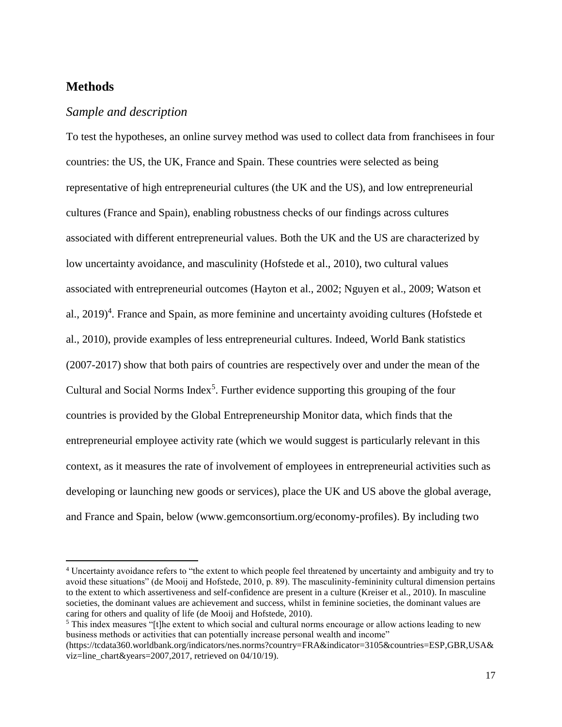## Methods

### *Sample and description*

To test the hypotheses, an online survey method was used to collect data from franchisees in four countries: the US, the UK, France and Spain. These countries were selected as being representative of high entrepreneurial cultures (the UK and the US), and low entrepreneurial cultures (France and Spain), enabling robustness checks of our findings across cultures associated with different entrepreneurial values. Both the UK and the US are characterized by low uncertainty avoidance, and masculinity (Hofstede et al., 2010), two cultural values associated with entrepreneurial outcomes (Hayton et al., 2002; Nguyen et al., 2009; Watson et al., 2019)[4]. France and Spain, as more feminine and uncertainty avoiding cultures (Hofstede et al., 2010), provide examples of less entrepreneurial cultures. Indeed, World Bank statistics (2007-2017) show that both pairs of countries are respectively over and under the mean of the Cultural and Social Norms Index[5]. Further evidence supporting this grouping of the four countries is provided by the Global Entrepreneurship Monitor data, which finds that the entrepreneurial employee activity rate (which we would suggest is particularly relevant in this context, as it measures the rate of involvement of employees in entrepreneurial activities such as developing or launching new goods or services), place the UK and US above the global average, and France and Spain, below (www.gemconsortium.org/economy-profiles). By including two

---

[4] Uncertainty avoidance refers to "the extent to which people feel threatened by uncertainty and ambiguity and try to avoid these situations" (de Mooij and Hofstede, 2010, p. 89). The masculinity-femininity cultural dimension pertains to the extent to which assertiveness and self-confidence are present in a culture (Kreiser et al., 2010). In masculine societies, the dominant values are achievement and success, whilst in feminine societies, the dominant values are caring for others and quality of life (de Mooij and Hofstede, 2010).

[5] This index measures "[t]he extent to which social and cultural norms encourage or allow actions leading to new business methods or activities that can potentially increase personal wealth and income" (https://tcdata360.worldbank.org/indicators/nes.norms?country=FRA&indicator=3105&countries=ESP,GBR,USA&viz=line_chart&years=2007,2017, retrieved on 04/10/19).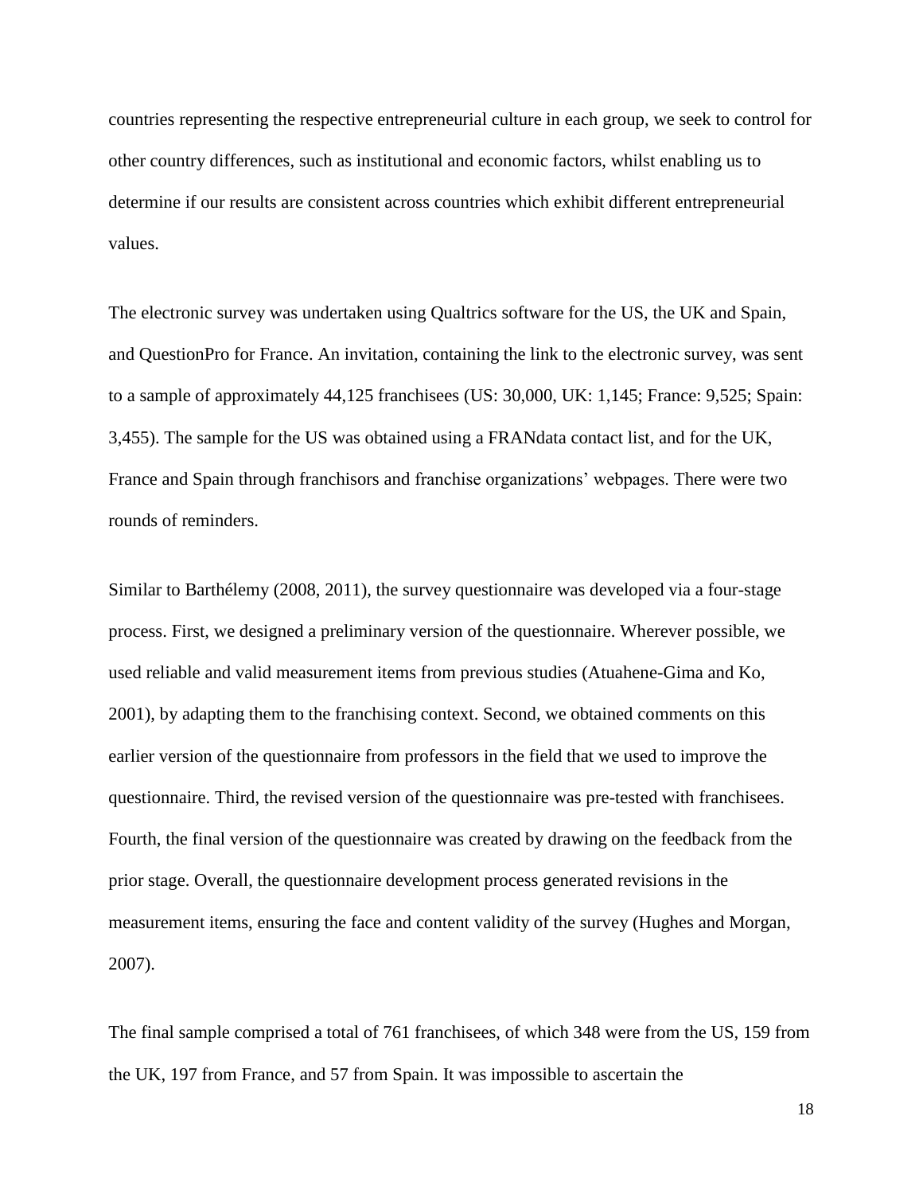countries representing the respective entrepreneurial culture in each group, we seek to control for other country differences, such as institutional and economic factors, whilst enabling us to determine if our results are consistent across countries which exhibit different entrepreneurial values.

The electronic survey was undertaken using Qualtrics software for the US, the UK and Spain, and QuestionPro for France. An invitation, containing the link to the electronic survey, was sent to a sample of approximately 44,125 franchisees (US: 30,000, UK: 1,145; France: 9,525; Spain: 3,455). The sample for the US was obtained using a FRANdata contact list, and for the UK, France and Spain through franchisors and franchise organizations' webpages. There were two rounds of reminders.

Similar to Barthélemy (2008, 2011), the survey questionnaire was developed via a four-stage process. First, we designed a preliminary version of the questionnaire. Wherever possible, we used reliable and valid measurement items from previous studies (Atuahene-Gima and Ko, 2001), by adapting them to the franchising context. Second, we obtained comments on this earlier version of the questionnaire from professors in the field that we used to improve the questionnaire. Third, the revised version of the questionnaire was pre-tested with franchisees. Fourth, the final version of the questionnaire was created by drawing on the feedback from the prior stage. Overall, the questionnaire development process generated revisions in the measurement items, ensuring the face and content validity of the survey (Hughes and Morgan, 2007).

The final sample comprised a total of 761 franchisees, of which 348 were from the US, 159 from the UK, 197 from France, and 57 from Spain. It was impossible to ascertain the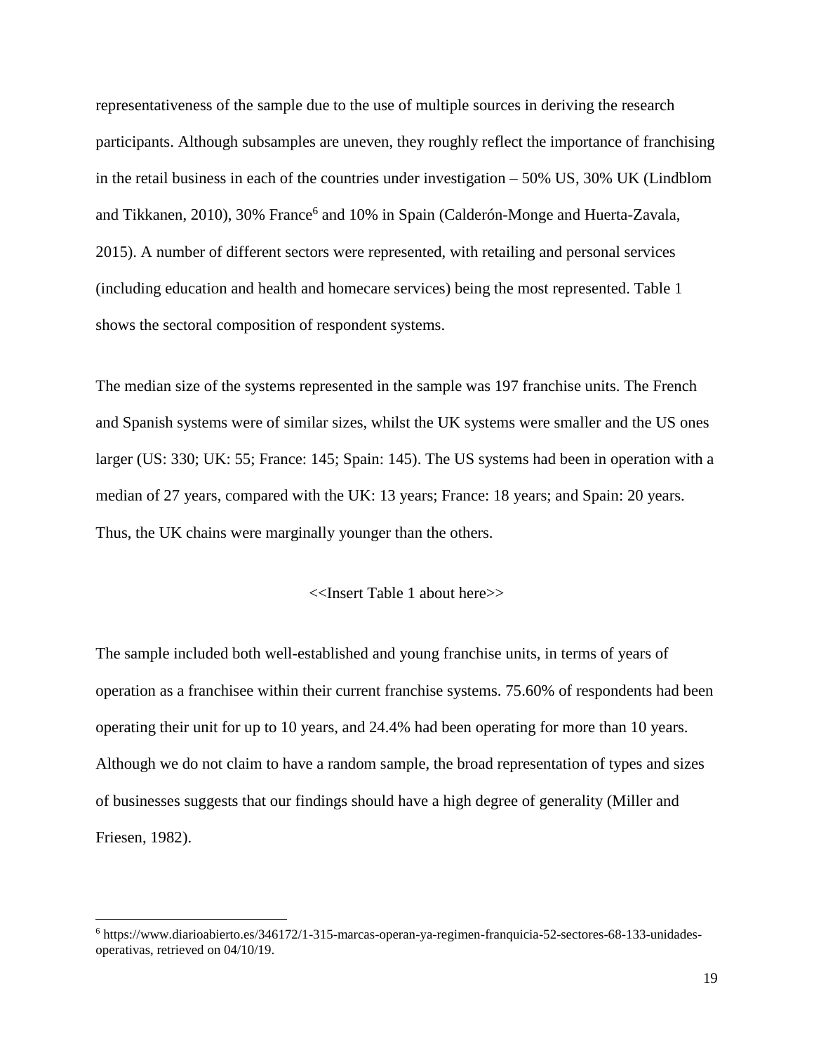representativeness of the sample due to the use of multiple sources in deriving the research participants. Although subsamples are uneven, they roughly reflect the importance of franchising in the retail business in each of the countries under investigation – 50% US, 30% UK (Lindblom and Tikkanen, 2010), 30% France[6] and 10% in Spain (Calderón-Monge and Huerta-Zavala, 2015). A number of different sectors were represented, with retailing and personal services (including education and health and homecare services) being the most represented. Table 1 shows the sectoral composition of respondent systems.

The median size of the systems represented in the sample was 197 franchise units. The French and Spanish systems were of similar sizes, whilst the UK systems were smaller and the US ones larger (US: 330; UK: 55; France: 145; Spain: 145). The US systems had been in operation with a median of 27 years, compared with the UK: 13 years; France: 18 years; and Spain: 20 years. Thus, the UK chains were marginally younger than the others.

<<Insert Table 1 about here>>

The sample included both well-established and young franchise units, in terms of years of operation as a franchisee within their current franchise systems. 75.60% of respondents had been operating their unit for up to 10 years, and 24.4% had been operating for more than 10 years. Although we do not claim to have a random sample, the broad representation of types and sizes of businesses suggests that our findings should have a high degree of generality (Miller and Friesen, 1982).

[6] https://www.diarioabierto.es/346172/1-315-marcas-operan-ya-regimen-franquicia-52-sectores-68-133-unidades-operativas, retrieved on 04/10/19.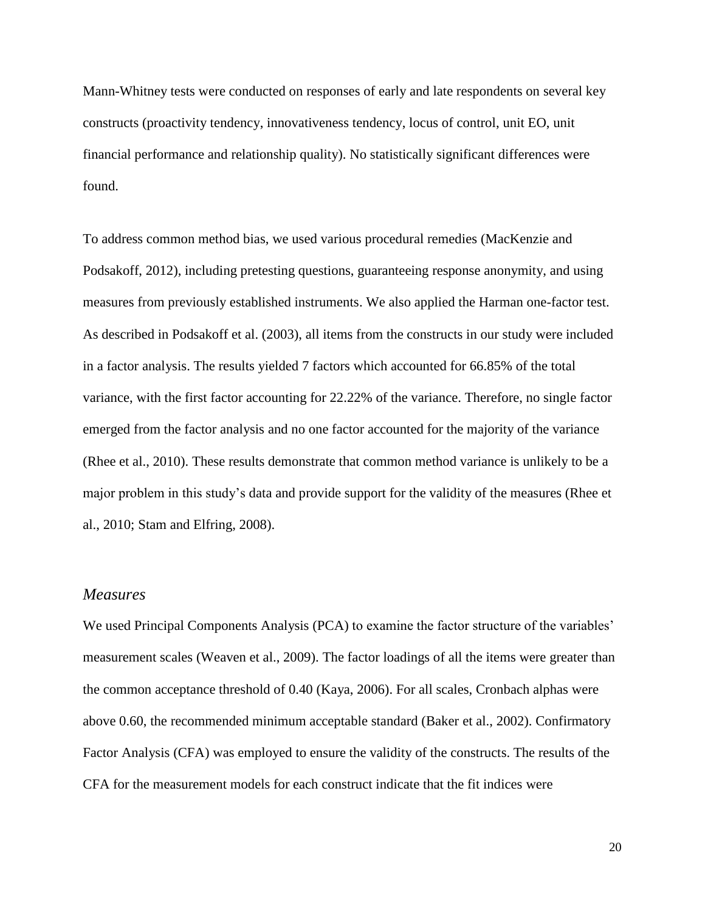Mann-Whitney tests were conducted on responses of early and late respondents on several key constructs (proactivity tendency, innovativeness tendency, locus of control, unit EO, unit financial performance and relationship quality). No statistically significant differences were found.

To address common method bias, we used various procedural remedies (MacKenzie and Podsakoff, 2012), including pretesting questions, guaranteeing response anonymity, and using measures from previously established instruments. We also applied the Harman one-factor test. As described in Podsakoff et al. (2003), all items from the constructs in our study were included in a factor analysis. The results yielded 7 factors which accounted for 66.85% of the total variance, with the first factor accounting for 22.22% of the variance. Therefore, no single factor emerged from the factor analysis and no one factor accounted for the majority of the variance (Rhee et al., 2010). These results demonstrate that common method variance is unlikely to be a major problem in this study's data and provide support for the validity of the measures (Rhee et al., 2010; Stam and Elfring, 2008).

### *Measures*

We used Principal Components Analysis (PCA) to examine the factor structure of the variables' measurement scales (Weaven et al., 2009). The factor loadings of all the items were greater than the common acceptance threshold of 0.40 (Kaya, 2006). For all scales, Cronbach alphas were above 0.60, the recommended minimum acceptable standard (Baker et al., 2002). Confirmatory Factor Analysis (CFA) was employed to ensure the validity of the constructs. The results of the CFA for the measurement models for each construct indicate that the fit indices were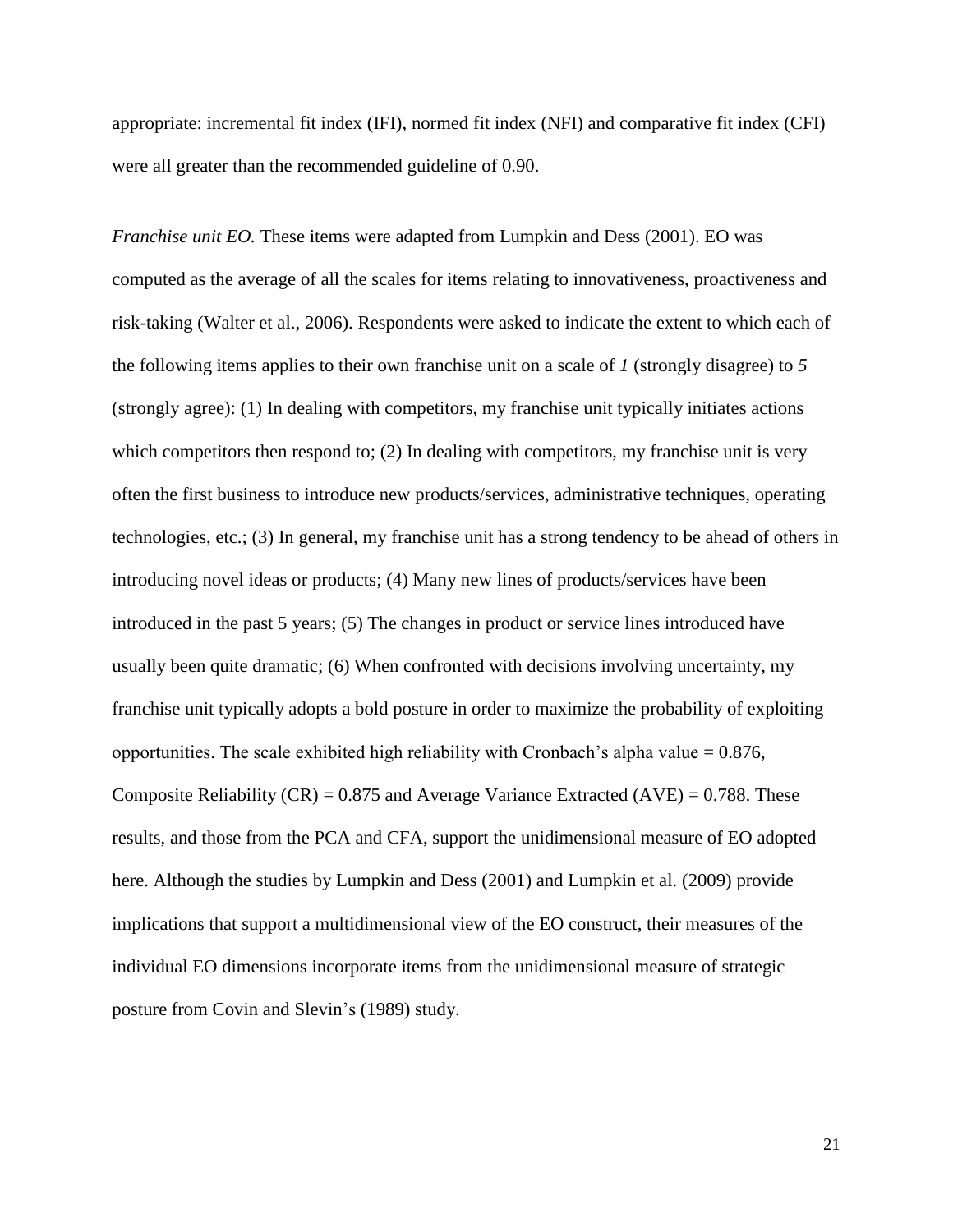appropriate: incremental fit index (IFI), normed fit index (NFI) and comparative fit index (CFI) were all greater than the recommended guideline of 0.90.

*Franchise unit EO.* These items were adapted from Lumpkin and Dess (2001). EO was computed as the average of all the scales for items relating to innovativeness, proactiveness and risk-taking (Walter et al., 2006). Respondents were asked to indicate the extent to which each of the following items applies to their own franchise unit on a scale of *1* (strongly disagree) to *5* (strongly agree): (1) In dealing with competitors, my franchise unit typically initiates actions which competitors then respond to; (2) In dealing with competitors, my franchise unit is very often the first business to introduce new products/services, administrative techniques, operating technologies, etc.; (3) In general, my franchise unit has a strong tendency to be ahead of others in introducing novel ideas or products; (4) Many new lines of products/services have been introduced in the past 5 years; (5) The changes in product or service lines introduced have usually been quite dramatic; (6) When confronted with decisions involving uncertainty, my franchise unit typically adopts a bold posture in order to maximize the probability of exploiting opportunities. The scale exhibited high reliability with Cronbach's alpha value = 0.876, Composite Reliability (CR) = 0.875 and Average Variance Extracted (AVE) = 0.788. These results, and those from the PCA and CFA, support the unidimensional measure of EO adopted here. Although the studies by Lumpkin and Dess (2001) and Lumpkin et al. (2009) provide implications that support a multidimensional view of the EO construct, their measures of the individual EO dimensions incorporate items from the unidimensional measure of strategic posture from Covin and Slevin's (1989) study.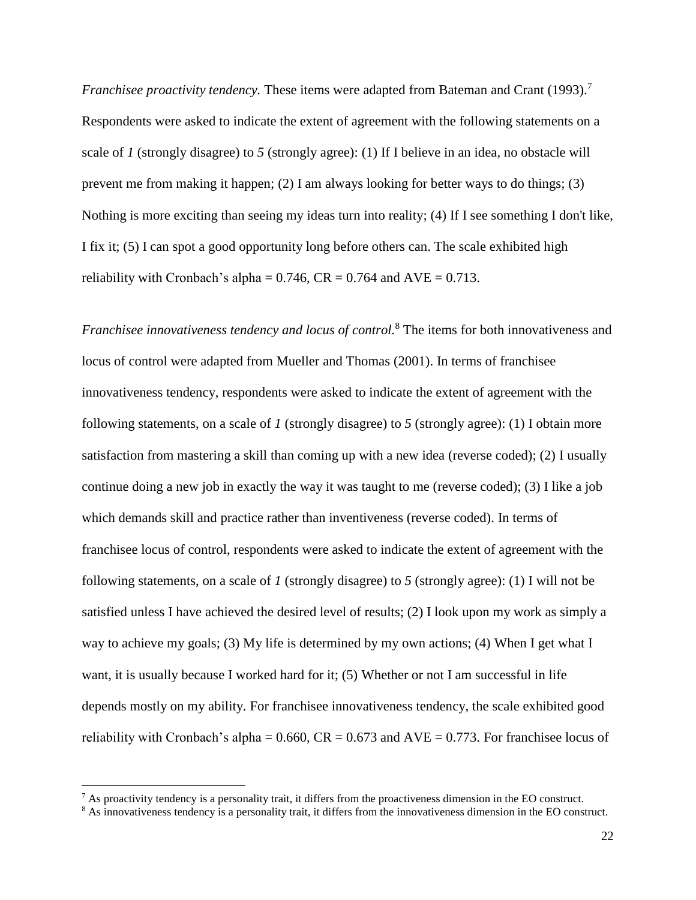*Franchisee proactivity tendency.* These items were adapted from Bateman and Crant (1993).[7] Respondents were asked to indicate the extent of agreement with the following statements on a scale of *1* (strongly disagree) to *5* (strongly agree): (1) If I believe in an idea, no obstacle will prevent me from making it happen; (2) I am always looking for better ways to do things; (3) Nothing is more exciting than seeing my ideas turn into reality; (4) If I see something I don't like, I fix it; (5) I can spot a good opportunity long before others can. The scale exhibited high reliability with Cronbach's alpha = 0.746, CR = 0.764 and AVE = 0.713.

*Franchisee innovativeness tendency and locus of control.*[8] The items for both innovativeness and locus of control were adapted from Mueller and Thomas (2001). In terms of franchisee innovativeness tendency, respondents were asked to indicate the extent of agreement with the following statements, on a scale of *1* (strongly disagree) to *5* (strongly agree): (1) I obtain more satisfaction from mastering a skill than coming up with a new idea (reverse coded); (2) I usually continue doing a new job in exactly the way it was taught to me (reverse coded); (3) I like a job which demands skill and practice rather than inventiveness (reverse coded). In terms of franchisee locus of control, respondents were asked to indicate the extent of agreement with the following statements, on a scale of *1* (strongly disagree) to *5* (strongly agree): (1) I will not be satisfied unless I have achieved the desired level of results; (2) I look upon my work as simply a way to achieve my goals; (3) My life is determined by my own actions; (4) When I get what I want, it is usually because I worked hard for it; (5) Whether or not I am successful in life depends mostly on my ability. For franchisee innovativeness tendency, the scale exhibited good reliability with Cronbach's alpha = 0.660, CR = 0.673 and AVE = 0.773. For franchisee locus of

[7] As proactivity tendency is a personality trait, it differs from the proactiveness dimension in the EO construct.

[8] As innovativeness tendency is a personality trait, it differs from the innovativeness dimension in the EO construct.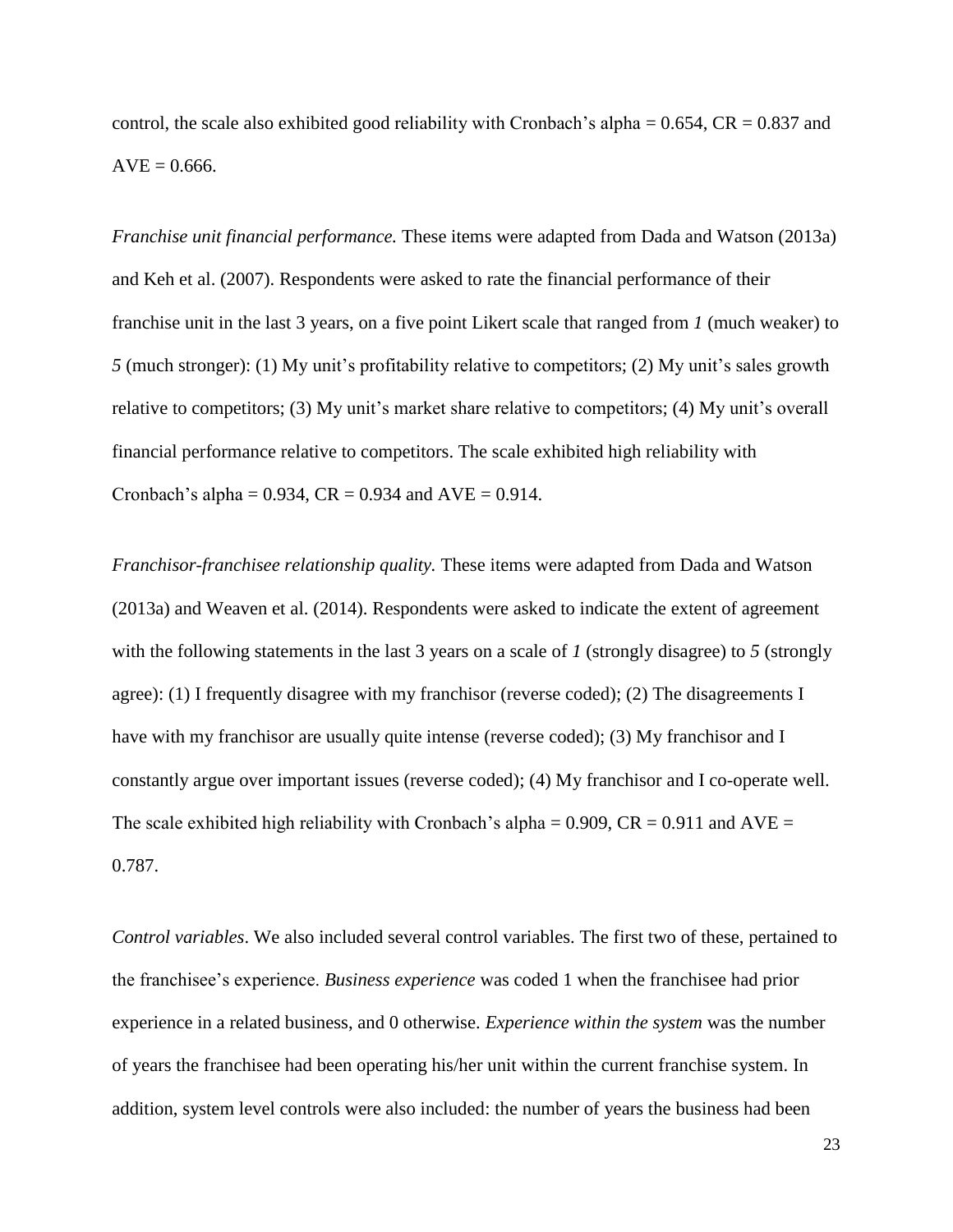control, the scale also exhibited good reliability with Cronbach's alpha = 0.654, CR = 0.837 and AVE = 0.666.

*Franchise unit financial performance.* These items were adapted from Dada and Watson (2013a) and Keh et al. (2007). Respondents were asked to rate the financial performance of their franchise unit in the last 3 years, on a five point Likert scale that ranged from *1* (much weaker) to *5* (much stronger): (1) My unit's profitability relative to competitors; (2) My unit's sales growth relative to competitors; (3) My unit's market share relative to competitors; (4) My unit's overall financial performance relative to competitors. The scale exhibited high reliability with Cronbach's alpha = 0.934, CR = 0.934 and AVE = 0.914.

*Franchisor-franchisee relationship quality.* These items were adapted from Dada and Watson (2013a) and Weaven et al. (2014). Respondents were asked to indicate the extent of agreement with the following statements in the last 3 years on a scale of *1* (strongly disagree) to *5* (strongly agree): (1) I frequently disagree with my franchisor (reverse coded); (2) The disagreements I have with my franchisor are usually quite intense (reverse coded); (3) My franchisor and I constantly argue over important issues (reverse coded); (4) My franchisor and I co-operate well. The scale exhibited high reliability with Cronbach's alpha = 0.909, CR = 0.911 and AVE = 0.787.

*Control variables*. We also included several control variables. The first two of these, pertained to the franchisee's experience. *Business experience* was coded 1 when the franchisee had prior experience in a related business, and 0 otherwise. *Experience within the system* was the number of years the franchisee had been operating his/her unit within the current franchise system. In addition, system level controls were also included: the number of years the business had been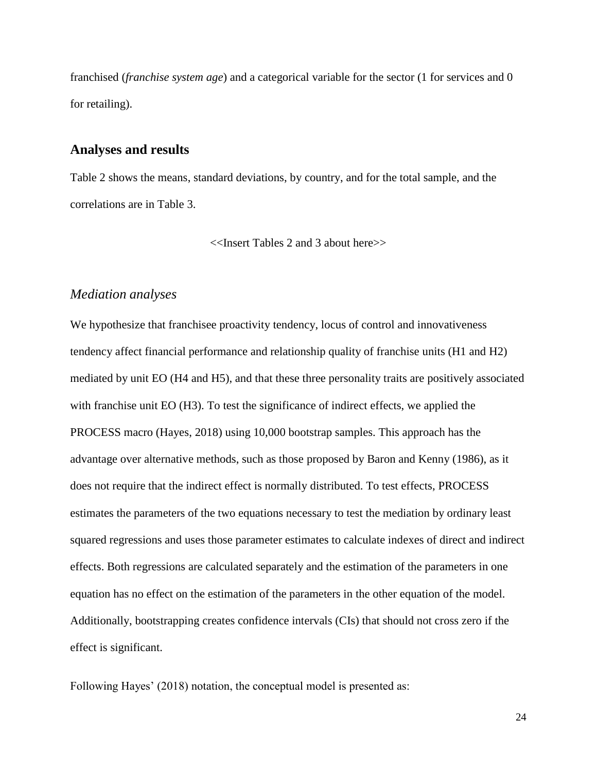franchised (*franchise system age*) and a categorical variable for the sector (1 for services and 0 for retailing).

## Analyses and results

Table 2 shows the means, standard deviations, by country, and for the total sample, and the correlations are in Table 3.

<<Insert Tables 2 and 3 about here>>

### *Mediation analyses*

We hypothesize that franchisee proactivity tendency, locus of control and innovativeness tendency affect financial performance and relationship quality of franchise units (H1 and H2) mediated by unit EO (H4 and H5), and that these three personality traits are positively associated with franchise unit EO (H3). To test the significance of indirect effects, we applied the PROCESS macro (Hayes, 2018) using 10,000 bootstrap samples. This approach has the advantage over alternative methods, such as those proposed by Baron and Kenny (1986), as it does not require that the indirect effect is normally distributed. To test effects, PROCESS estimates the parameters of the two equations necessary to test the mediation by ordinary least squared regressions and uses those parameter estimates to calculate indexes of direct and indirect effects. Both regressions are calculated separately and the estimation of the parameters in one equation has no effect on the estimation of the parameters in the other equation of the model. Additionally, bootstrapping creates confidence intervals (CIs) that should not cross zero if the effect is significant.

Following Hayes' (2018) notation, the conceptual model is presented as: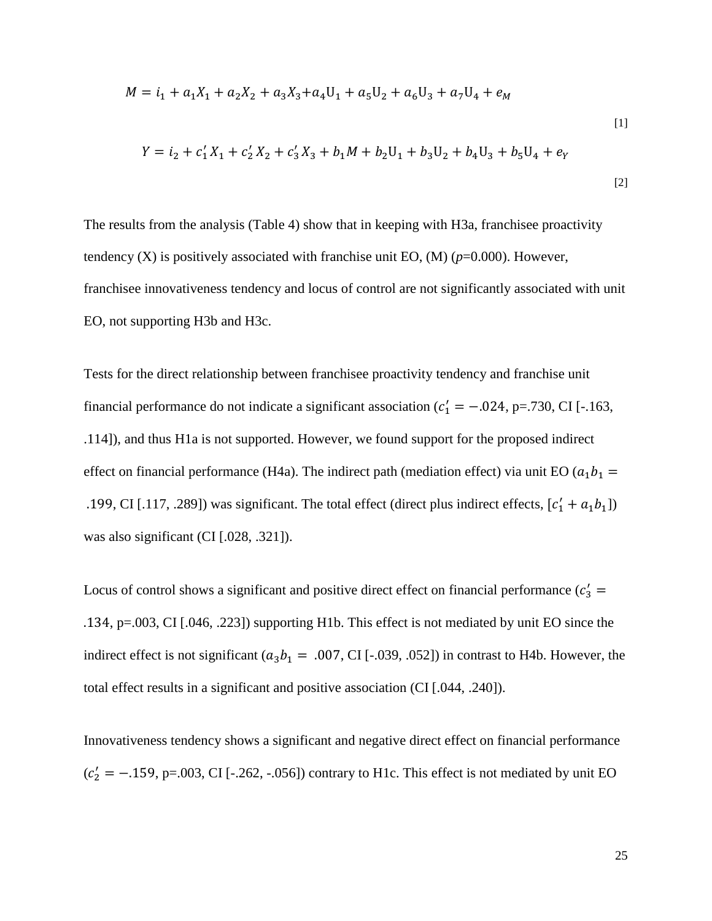$$M = i_1 + a_1X_1 + a_2X_2 + a_3X_3 + a_4\mathrm{U}_1 + a_5\mathrm{U}_2 + a_6\mathrm{U}_3 + a_7\mathrm{U}_4 + e_M \qquad [1]$$

$$Y = i_2 + c'_1X_1 + c'_2X_2 + c'_3X_3 + b_1M + b_2\mathrm{U}_1 + b_3\mathrm{U}_2 + b_4\mathrm{U}_3 + b_5\mathrm{U}_4 + e_Y \qquad [2]$$

The results from the analysis (Table 4) show that in keeping with H3a, franchisee proactivity tendency (X) is positively associated with franchise unit EO, (M) (*p*=0.000). However, franchisee innovativeness tendency and locus of control are not significantly associated with unit EO, not supporting H3b and H3c.

Tests for the direct relationship between franchisee proactivity tendency and franchise unit financial performance do not indicate a significant association ($c'_1 = -.024$, p=.730, CI [-.163, .114]), and thus H1a is not supported. However, we found support for the proposed indirect effect on financial performance (H4a). The indirect path (mediation effect) via unit EO ($a_1b_1 = .199$, CI [.117, .289]) was significant. The total effect (direct plus indirect effects, $[c'_1 + a_1b_1]$) was also significant (CI [.028, .321]).

Locus of control shows a significant and positive direct effect on financial performance ($c'_3 = .134$, p=.003, CI [.046, .223]) supporting H1b. This effect is not mediated by unit EO since the indirect effect is not significant ($a_3b_1 = .007$, CI [-.039, .052]) in contrast to H4b. However, the total effect results in a significant and positive association (CI [.044, .240]).

Innovativeness tendency shows a significant and negative direct effect on financial performance ($c'_2 = -.159$, p=.003, CI [-.262, -.056]) contrary to H1c. This effect is not mediated by unit EO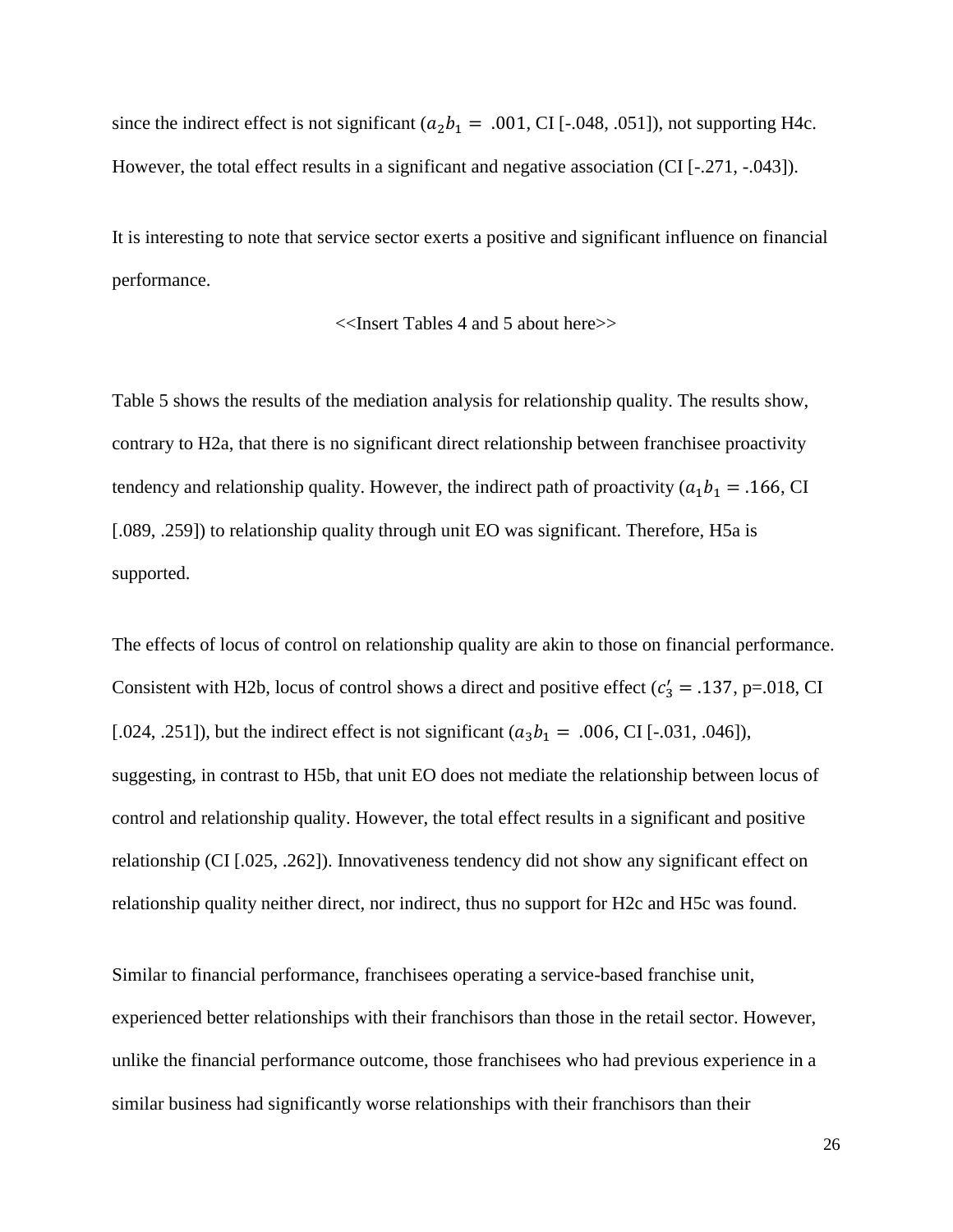since the indirect effect is not significant ($a_2b_1 = .001$, CI [-.048, .051]), not supporting H4c. However, the total effect results in a significant and negative association (CI [-.271, -.043]).

It is interesting to note that service sector exerts a positive and significant influence on financial performance.

<<Insert Tables 4 and 5 about here>>

Table 5 shows the results of the mediation analysis for relationship quality. The results show, contrary to H2a, that there is no significant direct relationship between franchisee proactivity tendency and relationship quality. However, the indirect path of proactivity ($a_1b_1 = .166$, CI [.089, .259]) to relationship quality through unit EO was significant. Therefore, H5a is supported.

The effects of locus of control on relationship quality are akin to those on financial performance. Consistent with H2b, locus of control shows a direct and positive effect ($c_3' = .137$, p=.018, CI [.024, .251]), but the indirect effect is not significant ($a_3b_1 = .006$, CI [-.031, .046]), suggesting, in contrast to H5b, that unit EO does not mediate the relationship between locus of control and relationship quality. However, the total effect results in a significant and positive relationship (CI [.025, .262]). Innovativeness tendency did not show any significant effect on relationship quality neither direct, nor indirect, thus no support for H2c and H5c was found.

Similar to financial performance, franchisees operating a service-based franchise unit, experienced better relationships with their franchisors than those in the retail sector. However, unlike the financial performance outcome, those franchisees who had previous experience in a similar business had significantly worse relationships with their franchisors than their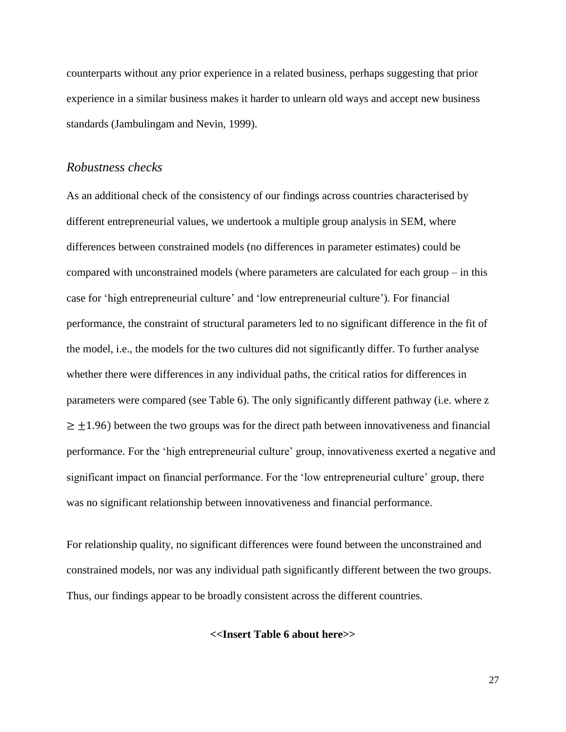counterparts without any prior experience in a related business, perhaps suggesting that prior experience in a similar business makes it harder to unlearn old ways and accept new business standards (Jambulingam and Nevin, 1999).

### *Robustness checks*

As an additional check of the consistency of our findings across countries characterised by different entrepreneurial values, we undertook a multiple group analysis in SEM, where differences between constrained models (no differences in parameter estimates) could be compared with unconstrained models (where parameters are calculated for each group – in this case for 'high entrepreneurial culture' and 'low entrepreneurial culture'). For financial performance, the constraint of structural parameters led to no significant difference in the fit of the model, i.e., the models for the two cultures did not significantly differ. To further analyse whether there were differences in any individual paths, the critical ratios for differences in parameters were compared (see Table 6). The only significantly different pathway (i.e. where z $\geq \pm 1.96$) between the two groups was for the direct path between innovativeness and financial performance. For the 'high entrepreneurial culture' group, innovativeness exerted a negative and significant impact on financial performance. For the 'low entrepreneurial culture' group, there was no significant relationship between innovativeness and financial performance.

For relationship quality, no significant differences were found between the unconstrained and constrained models, nor was any individual path significantly different between the two groups. Thus, our findings appear to be broadly consistent across the different countries.

**<<Insert Table 6 about here>>**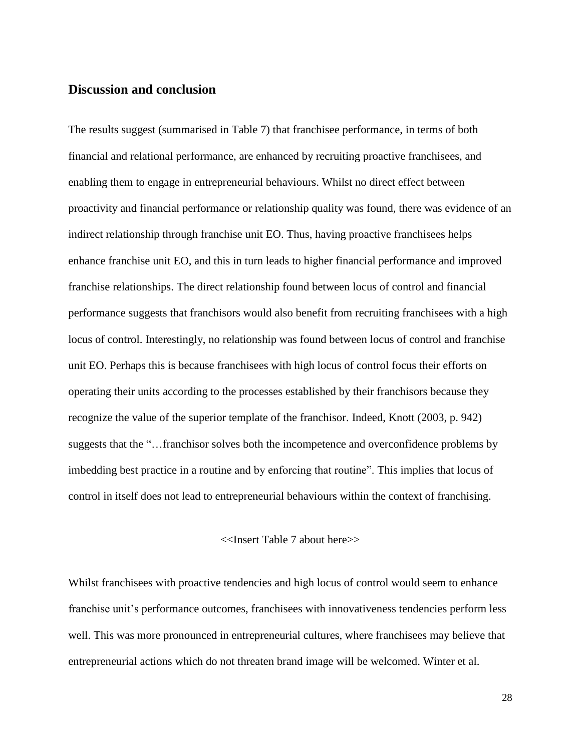## Discussion and conclusion

The results suggest (summarised in Table 7) that franchisee performance, in terms of both financial and relational performance, are enhanced by recruiting proactive franchisees, and enabling them to engage in entrepreneurial behaviours. Whilst no direct effect between proactivity and financial performance or relationship quality was found, there was evidence of an indirect relationship through franchise unit EO. Thus, having proactive franchisees helps enhance franchise unit EO, and this in turn leads to higher financial performance and improved franchise relationships. The direct relationship found between locus of control and financial performance suggests that franchisors would also benefit from recruiting franchisees with a high locus of control. Interestingly, no relationship was found between locus of control and franchise unit EO. Perhaps this is because franchisees with high locus of control focus their efforts on operating their units according to the processes established by their franchisors because they recognize the value of the superior template of the franchisor. Indeed, Knott (2003, p. 942) suggests that the "…franchisor solves both the incompetence and overconfidence problems by imbedding best practice in a routine and by enforcing that routine". This implies that locus of control in itself does not lead to entrepreneurial behaviours within the context of franchising.

<<Insert Table 7 about here>>

Whilst franchisees with proactive tendencies and high locus of control would seem to enhance franchise unit's performance outcomes, franchisees with innovativeness tendencies perform less well. This was more pronounced in entrepreneurial cultures, where franchisees may believe that entrepreneurial actions which do not threaten brand image will be welcomed. Winter et al.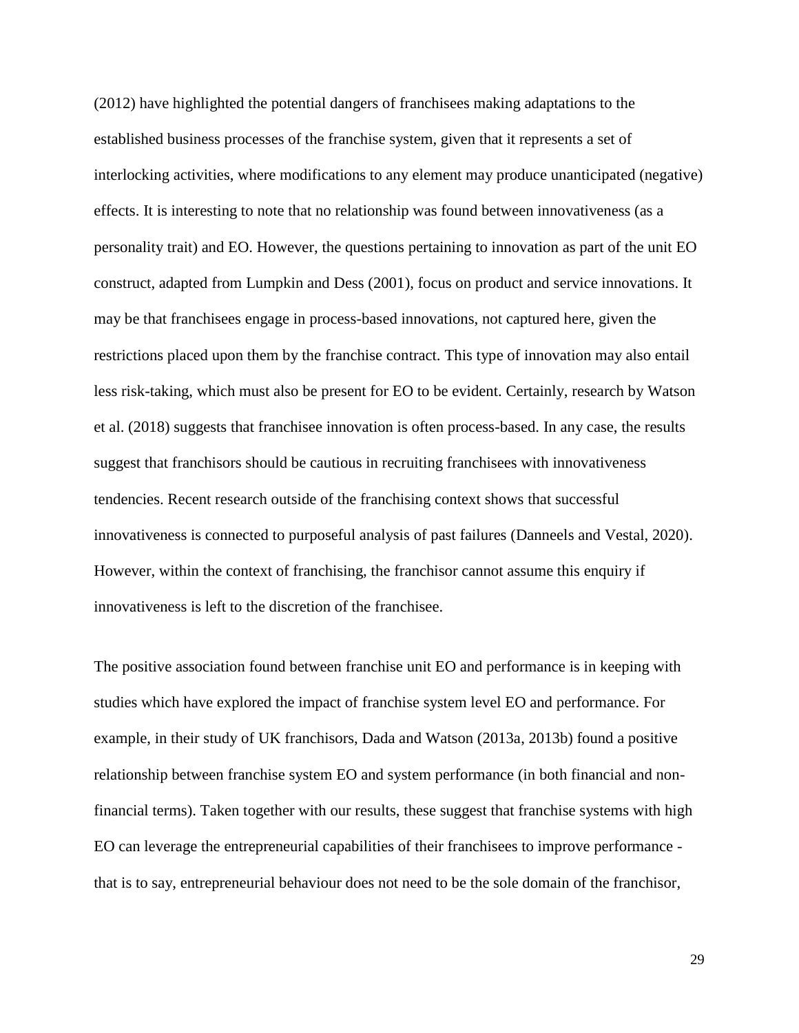(2012) have highlighted the potential dangers of franchisees making adaptations to the established business processes of the franchise system, given that it represents a set of interlocking activities, where modifications to any element may produce unanticipated (negative) effects. It is interesting to note that no relationship was found between innovativeness (as a personality trait) and EO. However, the questions pertaining to innovation as part of the unit EO construct, adapted from Lumpkin and Dess (2001), focus on product and service innovations. It may be that franchisees engage in process-based innovations, not captured here, given the restrictions placed upon them by the franchise contract. This type of innovation may also entail less risk-taking, which must also be present for EO to be evident. Certainly, research by Watson et al. (2018) suggests that franchisee innovation is often process-based. In any case, the results suggest that franchisors should be cautious in recruiting franchisees with innovativeness tendencies. Recent research outside of the franchising context shows that successful innovativeness is connected to purposeful analysis of past failures (Danneels and Vestal, 2020). However, within the context of franchising, the franchisor cannot assume this enquiry if innovativeness is left to the discretion of the franchisee.

The positive association found between franchise unit EO and performance is in keeping with studies which have explored the impact of franchise system level EO and performance. For example, in their study of UK franchisors, Dada and Watson (2013a, 2013b) found a positive relationship between franchise system EO and system performance (in both financial and non-financial terms). Taken together with our results, these suggest that franchise systems with high EO can leverage the entrepreneurial capabilities of their franchisees to improve performance - that is to say, entrepreneurial behaviour does not need to be the sole domain of the franchisor,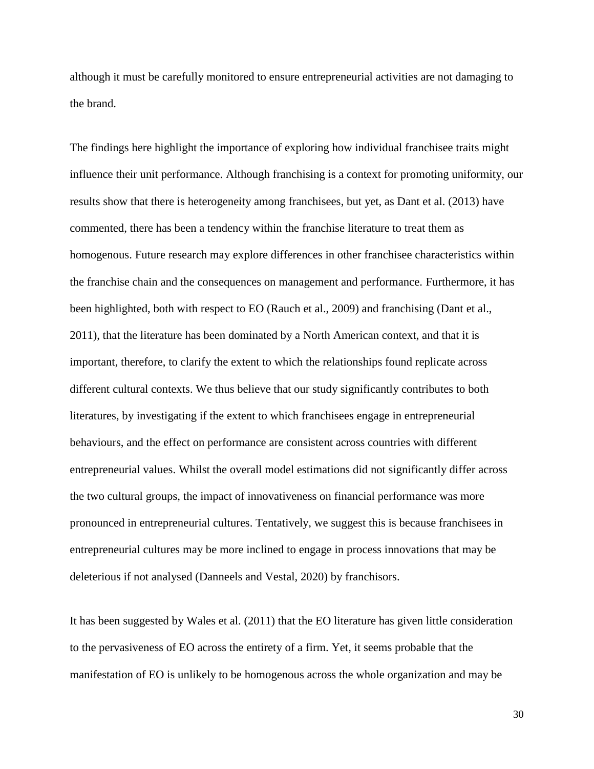although it must be carefully monitored to ensure entrepreneurial activities are not damaging to the brand.

The findings here highlight the importance of exploring how individual franchisee traits might influence their unit performance. Although franchising is a context for promoting uniformity, our results show that there is heterogeneity among franchisees, but yet, as Dant et al. (2013) have commented, there has been a tendency within the franchise literature to treat them as homogenous. Future research may explore differences in other franchisee characteristics within the franchise chain and the consequences on management and performance. Furthermore, it has been highlighted, both with respect to EO (Rauch et al., 2009) and franchising (Dant et al., 2011), that the literature has been dominated by a North American context, and that it is important, therefore, to clarify the extent to which the relationships found replicate across different cultural contexts. We thus believe that our study significantly contributes to both literatures, by investigating if the extent to which franchisees engage in entrepreneurial behaviours, and the effect on performance are consistent across countries with different entrepreneurial values. Whilst the overall model estimations did not significantly differ across the two cultural groups, the impact of innovativeness on financial performance was more pronounced in entrepreneurial cultures. Tentatively, we suggest this is because franchisees in entrepreneurial cultures may be more inclined to engage in process innovations that may be deleterious if not analysed (Danneels and Vestal, 2020) by franchisors.

It has been suggested by Wales et al. (2011) that the EO literature has given little consideration to the pervasiveness of EO across the entirety of a firm. Yet, it seems probable that the manifestation of EO is unlikely to be homogenous across the whole organization and may be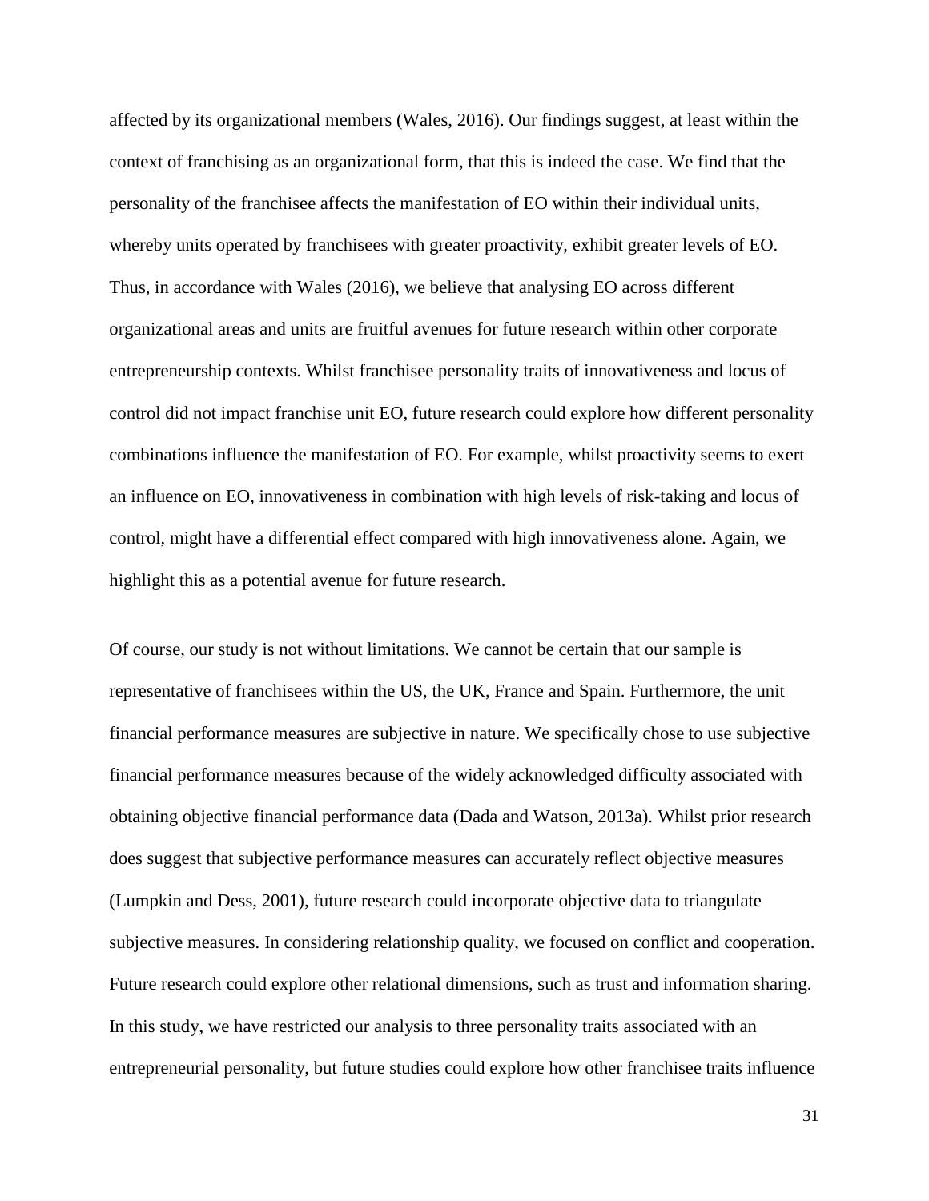affected by its organizational members (Wales, 2016). Our findings suggest, at least within the context of franchising as an organizational form, that this is indeed the case. We find that the personality of the franchisee affects the manifestation of EO within their individual units, whereby units operated by franchisees with greater proactivity, exhibit greater levels of EO. Thus, in accordance with Wales (2016), we believe that analysing EO across different organizational areas and units are fruitful avenues for future research within other corporate entrepreneurship contexts. Whilst franchisee personality traits of innovativeness and locus of control did not impact franchise unit EO, future research could explore how different personality combinations influence the manifestation of EO. For example, whilst proactivity seems to exert an influence on EO, innovativeness in combination with high levels of risk-taking and locus of control, might have a differential effect compared with high innovativeness alone. Again, we highlight this as a potential avenue for future research.

Of course, our study is not without limitations. We cannot be certain that our sample is representative of franchisees within the US, the UK, France and Spain. Furthermore, the unit financial performance measures are subjective in nature. We specifically chose to use subjective financial performance measures because of the widely acknowledged difficulty associated with obtaining objective financial performance data (Dada and Watson, 2013a). Whilst prior research does suggest that subjective performance measures can accurately reflect objective measures (Lumpkin and Dess, 2001), future research could incorporate objective data to triangulate subjective measures. In considering relationship quality, we focused on conflict and cooperation. Future research could explore other relational dimensions, such as trust and information sharing. In this study, we have restricted our analysis to three personality traits associated with an entrepreneurial personality, but future studies could explore how other franchisee traits influence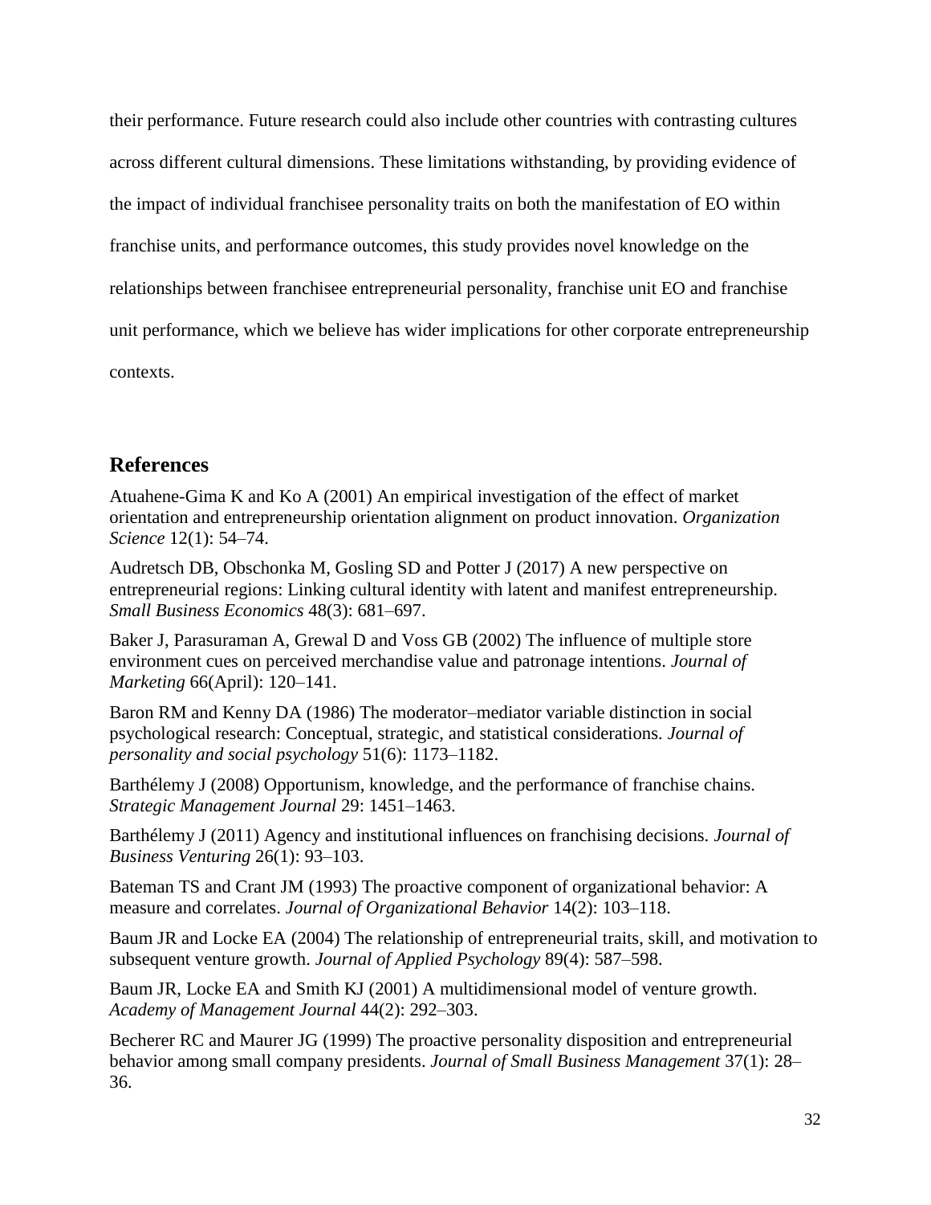their performance. Future research could also include other countries with contrasting cultures across different cultural dimensions. These limitations withstanding, by providing evidence of the impact of individual franchisee personality traits on both the manifestation of EO within franchise units, and performance outcomes, this study provides novel knowledge on the relationships between franchisee entrepreneurial personality, franchise unit EO and franchise unit performance, which we believe has wider implications for other corporate entrepreneurship contexts.

## References

Atuahene-Gima K and Ko A (2001) An empirical investigation of the effect of market orientation and entrepreneurship orientation alignment on product innovation. *Organization Science* 12(1): 54–74.

Audretsch DB, Obschonka M, Gosling SD and Potter J (2017) A new perspective on entrepreneurial regions: Linking cultural identity with latent and manifest entrepreneurship. *Small Business Economics* 48(3): 681–697.

Baker J, Parasuraman A, Grewal D and Voss GB (2002) The influence of multiple store environment cues on perceived merchandise value and patronage intentions. *Journal of Marketing* 66(April): 120–141.

Baron RM and Kenny DA (1986) The moderator–mediator variable distinction in social psychological research: Conceptual, strategic, and statistical considerations. *Journal of personality and social psychology* 51(6): 1173–1182.

Barthélemy J (2008) Opportunism, knowledge, and the performance of franchise chains. *Strategic Management Journal* 29: 1451–1463.

Barthélemy J (2011) Agency and institutional influences on franchising decisions. *Journal of Business Venturing* 26(1): 93–103.

Bateman TS and Crant JM (1993) The proactive component of organizational behavior: A measure and correlates. *Journal of Organizational Behavior* 14(2): 103–118.

Baum JR and Locke EA (2004) The relationship of entrepreneurial traits, skill, and motivation to subsequent venture growth. *Journal of Applied Psychology* 89(4): 587–598.

Baum JR, Locke EA and Smith KJ (2001) A multidimensional model of venture growth. *Academy of Management Journal* 44(2): 292–303.

Becherer RC and Maurer JG (1999) The proactive personality disposition and entrepreneurial behavior among small company presidents. *Journal of Small Business Management* 37(1): 28–36.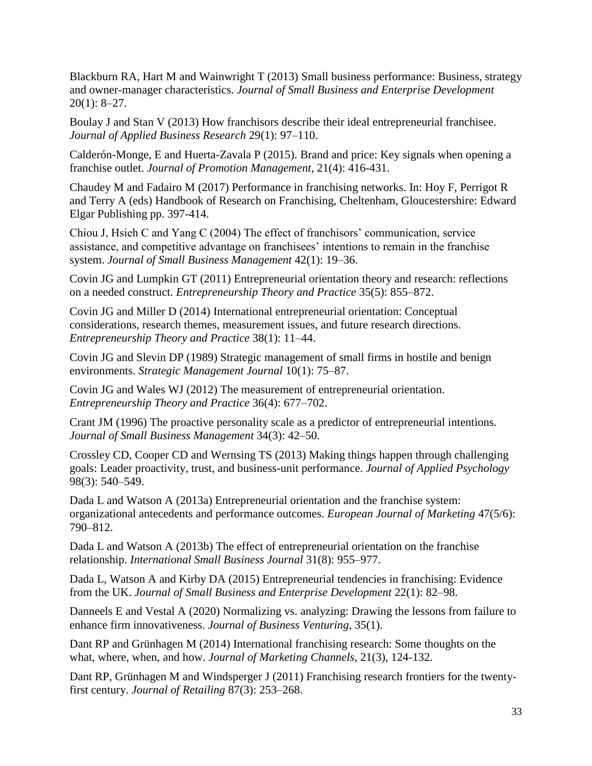Blackburn RA, Hart M and Wainwright T (2013) Small business performance: Business, strategy and owner-manager characteristics. *Journal of Small Business and Enterprise Development* 20(1): 8–27.

Boulay J and Stan V (2013) How franchisors describe their ideal entrepreneurial franchisee. *Journal of Applied Business Research* 29(1): 97–110.

Calderón-Monge, E and Huerta-Zavala P (2015). Brand and price: Key signals when opening a franchise outlet. *Journal of Promotion Management*, 21(4): 416-431.

Chaudey M and Fadairo M (2017) Performance in franchising networks. In: Hoy F, Perrigot R and Terry A (eds) Handbook of Research on Franchising, Cheltenham, Gloucestershire: Edward Elgar Publishing pp. 397-414.

Chiou J, Hsieh C and Yang C (2004) The effect of franchisors' communication, service assistance, and competitive advantage on franchisees' intentions to remain in the franchise system. *Journal of Small Business Management* 42(1): 19–36.

Covin JG and Lumpkin GT (2011) Entrepreneurial orientation theory and research: reflections on a needed construct. *Entrepreneurship Theory and Practice* 35(5): 855–872.

Covin JG and Miller D (2014) International entrepreneurial orientation: Conceptual considerations, research themes, measurement issues, and future research directions. *Entrepreneurship Theory and Practice* 38(1): 11–44.

Covin JG and Slevin DP (1989) Strategic management of small firms in hostile and benign environments. *Strategic Management Journal* 10(1): 75–87.

Covin JG and Wales WJ (2012) The measurement of entrepreneurial orientation. *Entrepreneurship Theory and Practice* 36(4): 677–702.

Crant JM (1996) The proactive personality scale as a predictor of entrepreneurial intentions. *Journal of Small Business Management* 34(3): 42–50.

Crossley CD, Cooper CD and Wernsing TS (2013) Making things happen through challenging goals: Leader proactivity, trust, and business-unit performance. *Journal of Applied Psychology* 98(3): 540–549.

Dada L and Watson A (2013a) Entrepreneurial orientation and the franchise system: organizational antecedents and performance outcomes. *European Journal of Marketing* 47(5/6): 790–812.

Dada L and Watson A (2013b) The effect of entrepreneurial orientation on the franchise relationship. *International Small Business Journal* 31(8): 955–977.

Dada L, Watson A and Kirby DA (2015) Entrepreneurial tendencies in franchising: Evidence from the UK. *Journal of Small Business and Enterprise Development* 22(1): 82–98.

Danneels E and Vestal A (2020) Normalizing vs. analyzing: Drawing the lessons from failure to enhance firm innovativeness. *Journal of Business Venturing*, 35(1).

Dant RP and Grünhagen M (2014) International franchising research: Some thoughts on the what, where, when, and how. *Journal of Marketing Channels*, 21(3), 124-132.

Dant RP, Grünhagen M and Windsperger J (2011) Franchising research frontiers for the twenty-first century. *Journal of Retailing* 87(3): 253–268.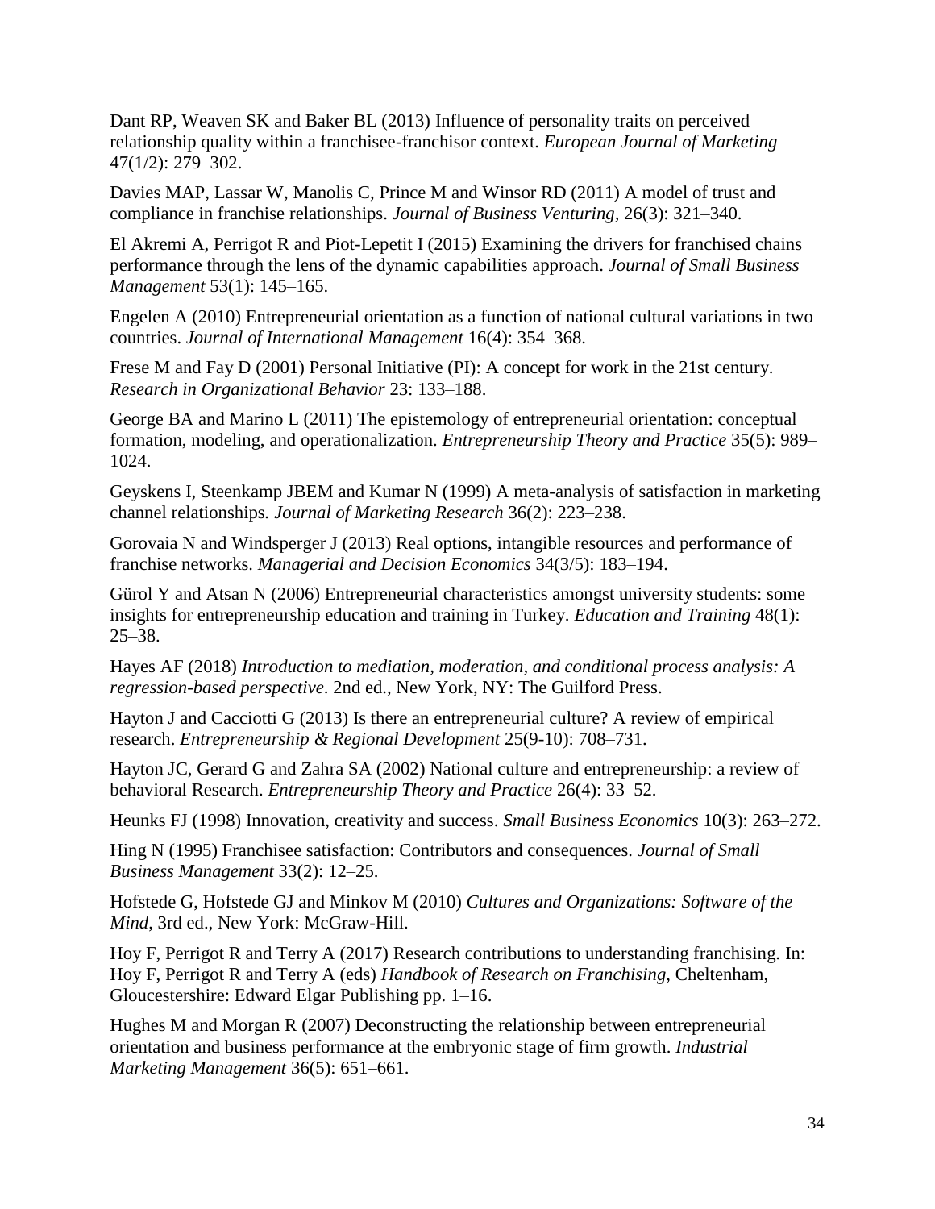Dant RP, Weaven SK and Baker BL (2013) Influence of personality traits on perceived relationship quality within a franchisee-franchisor context. *European Journal of Marketing* 47(1/2): 279–302.

Davies MAP, Lassar W, Manolis C, Prince M and Winsor RD (2011) A model of trust and compliance in franchise relationships. *Journal of Business Venturing*, 26(3): 321–340.

El Akremi A, Perrigot R and Piot-Lepetit I (2015) Examining the drivers for franchised chains performance through the lens of the dynamic capabilities approach. *Journal of Small Business Management* 53(1): 145–165.

Engelen A (2010) Entrepreneurial orientation as a function of national cultural variations in two countries. *Journal of International Management* 16(4): 354–368.

Frese M and Fay D (2001) Personal Initiative (PI): A concept for work in the 21st century. *Research in Organizational Behavior* 23: 133–188.

George BA and Marino L (2011) The epistemology of entrepreneurial orientation: conceptual formation, modeling, and operationalization. *Entrepreneurship Theory and Practice* 35(5): 989–1024.

Geyskens I, Steenkamp JBEM and Kumar N (1999) A meta-analysis of satisfaction in marketing channel relationships. *Journal of Marketing Research* 36(2): 223–238.

Gorovaia N and Windsperger J (2013) Real options, intangible resources and performance of franchise networks. *Managerial and Decision Economics* 34(3/5): 183–194.

Gürol Y and Atsan N (2006) Entrepreneurial characteristics amongst university students: some insights for entrepreneurship education and training in Turkey. *Education and Training* 48(1): 25–38.

Hayes AF (2018) *Introduction to mediation, moderation, and conditional process analysis: A regression-based perspective*. 2nd ed., New York, NY: The Guilford Press.

Hayton J and Cacciotti G (2013) Is there an entrepreneurial culture? A review of empirical research. *Entrepreneurship & Regional Development* 25(9-10): 708–731.

Hayton JC, Gerard G and Zahra SA (2002) National culture and entrepreneurship: a review of behavioral Research. *Entrepreneurship Theory and Practice* 26(4): 33–52.

Heunks FJ (1998) Innovation, creativity and success. *Small Business Economics* 10(3): 263–272.

Hing N (1995) Franchisee satisfaction: Contributors and consequences. *Journal of Small Business Management* 33(2): 12–25.

Hofstede G, Hofstede GJ and Minkov M (2010) *Cultures and Organizations: Software of the Mind*, 3rd ed., New York: McGraw-Hill.

Hoy F, Perrigot R and Terry A (2017) Research contributions to understanding franchising. In: Hoy F, Perrigot R and Terry A (eds) *Handbook of Research on Franchising*, Cheltenham, Gloucestershire: Edward Elgar Publishing pp. 1–16.

Hughes M and Morgan R (2007) Deconstructing the relationship between entrepreneurial orientation and business performance at the embryonic stage of firm growth. *Industrial Marketing Management* 36(5): 651–661.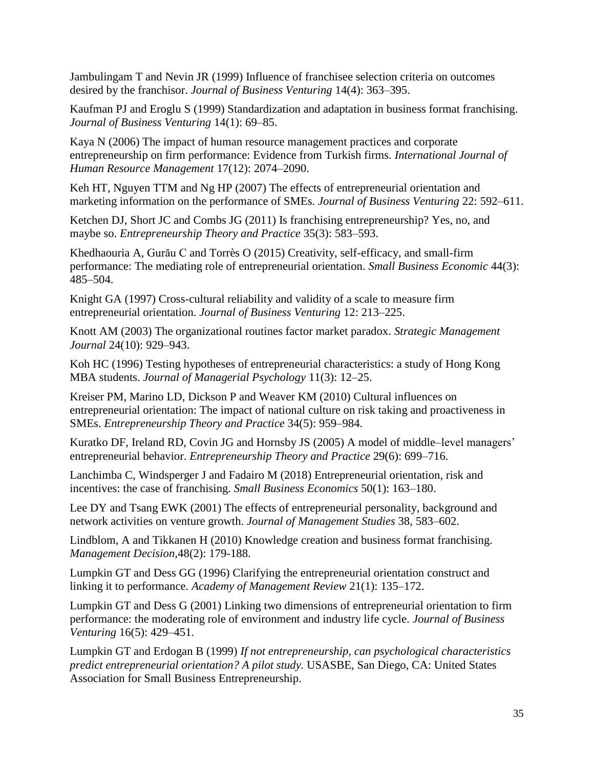Jambulingam T and Nevin JR (1999) Influence of franchisee selection criteria on outcomes desired by the franchisor. *Journal of Business Venturing* 14(4): 363–395.

Kaufman PJ and Eroglu S (1999) Standardization and adaptation in business format franchising. *Journal of Business Venturing* 14(1): 69–85.

Kaya N (2006) The impact of human resource management practices and corporate entrepreneurship on firm performance: Evidence from Turkish firms. *International Journal of Human Resource Management* 17(12): 2074–2090.

Keh HT, Nguyen TTM and Ng HP (2007) The effects of entrepreneurial orientation and marketing information on the performance of SMEs. *Journal of Business Venturing* 22: 592–611.

Ketchen DJ, Short JC and Combs JG (2011) Is franchising entrepreneurship? Yes, no, and maybe so. *Entrepreneurship Theory and Practice* 35(3): 583–593.

Khedhaouria A, Gurău C and Torrès O (2015) Creativity, self-efficacy, and small-firm performance: The mediating role of entrepreneurial orientation. *Small Business Economic* 44(3): 485–504.

Knight GA (1997) Cross-cultural reliability and validity of a scale to measure firm entrepreneurial orientation. *Journal of Business Venturing* 12: 213–225.

Knott AM (2003) The organizational routines factor market paradox. *Strategic Management Journal* 24(10): 929–943.

Koh HC (1996) Testing hypotheses of entrepreneurial characteristics: a study of Hong Kong MBA students. *Journal of Managerial Psychology* 11(3): 12–25.

Kreiser PM, Marino LD, Dickson P and Weaver KM (2010) Cultural influences on entrepreneurial orientation: The impact of national culture on risk taking and proactiveness in SMEs. *Entrepreneurship Theory and Practice* 34(5): 959–984.

Kuratko DF, Ireland RD, Covin JG and Hornsby JS (2005) A model of middle–level managers' entrepreneurial behavior. *Entrepreneurship Theory and Practice* 29(6): 699–716.

Lanchimba C, Windsperger J and Fadairo M (2018) Entrepreneurial orientation, risk and incentives: the case of franchising. *Small Business Economics* 50(1): 163–180.

Lee DY and Tsang EWK (2001) The effects of entrepreneurial personality, background and network activities on venture growth. *Journal of Management Studies* 38, 583–602.

Lindblom, A and Tikkanen H (2010) Knowledge creation and business format franchising. *Management Decision*,48(2): 179-188.

Lumpkin GT and Dess GG (1996) Clarifying the entrepreneurial orientation construct and linking it to performance. *Academy of Management Review* 21(1): 135–172.

Lumpkin GT and Dess G (2001) Linking two dimensions of entrepreneurial orientation to firm performance: the moderating role of environment and industry life cycle. *Journal of Business Venturing* 16(5): 429–451.

Lumpkin GT and Erdogan B (1999) *If not entrepreneurship, can psychological characteristics predict entrepreneurial orientation? A pilot study.* USASBE, San Diego, CA: United States Association for Small Business Entrepreneurship.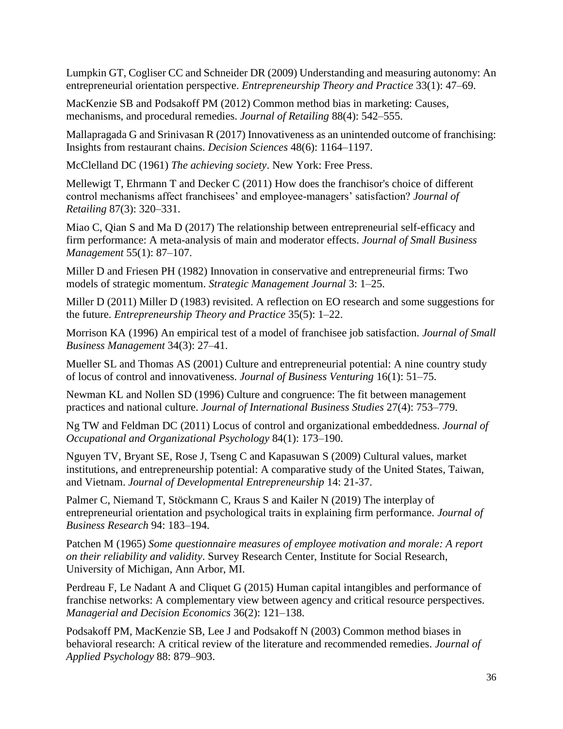Lumpkin GT, Cogliser CC and Schneider DR (2009) Understanding and measuring autonomy: An entrepreneurial orientation perspective. *Entrepreneurship Theory and Practice* 33(1): 47–69.

MacKenzie SB and Podsakoff PM (2012) Common method bias in marketing: Causes, mechanisms, and procedural remedies. *Journal of Retailing* 88(4): 542–555.

Mallapragada G and Srinivasan R (2017) Innovativeness as an unintended outcome of franchising: Insights from restaurant chains. *Decision Sciences* 48(6): 1164–1197.

McClelland DC (1961) *The achieving society*. New York: Free Press.

Mellewigt T, Ehrmann T and Decker C (2011) How does the franchisor's choice of different control mechanisms affect franchisees' and employee-managers' satisfaction? *Journal of Retailing* 87(3): 320–331.

Miao C, Qian S and Ma D (2017) The relationship between entrepreneurial self-efficacy and firm performance: A meta-analysis of main and moderator effects. *Journal of Small Business Management* 55(1): 87–107.

Miller D and Friesen PH (1982) Innovation in conservative and entrepreneurial firms: Two models of strategic momentum. *Strategic Management Journal* 3: 1–25.

Miller D (2011) Miller D (1983) revisited. A reflection on EO research and some suggestions for the future. *Entrepreneurship Theory and Practice* 35(5): 1–22.

Morrison KA (1996) An empirical test of a model of franchisee job satisfaction. *Journal of Small Business Management* 34(3): 27–41.

Mueller SL and Thomas AS (2001) Culture and entrepreneurial potential: A nine country study of locus of control and innovativeness. *Journal of Business Venturing* 16(1): 51–75.

Newman KL and Nollen SD (1996) Culture and congruence: The fit between management practices and national culture. *Journal of International Business Studies* 27(4): 753–779.

Ng TW and Feldman DC (2011) Locus of control and organizational embeddedness. *Journal of Occupational and Organizational Psychology* 84(1): 173–190.

Nguyen TV, Bryant SE, Rose J, Tseng C and Kapasuwan S (2009) Cultural values, market institutions, and entrepreneurship potential: A comparative study of the United States, Taiwan, and Vietnam. *Journal of Developmental Entrepreneurship* 14: 21-37.

Palmer C, Niemand T, Stöckmann C, Kraus S and Kailer N (2019) The interplay of entrepreneurial orientation and psychological traits in explaining firm performance. *Journal of Business Research* 94: 183–194.

Patchen M (1965) *Some questionnaire measures of employee motivation and morale: A report on their reliability and validity*. Survey Research Center, Institute for Social Research, University of Michigan, Ann Arbor, MI.

Perdreau F, Le Nadant A and Cliquet G (2015) Human capital intangibles and performance of franchise networks: A complementary view between agency and critical resource perspectives. *Managerial and Decision Economics* 36(2): 121–138.

Podsakoff PM, MacKenzie SB, Lee J and Podsakoff N (2003) Common method biases in behavioral research: A critical review of the literature and recommended remedies. *Journal of Applied Psychology* 88: 879–903.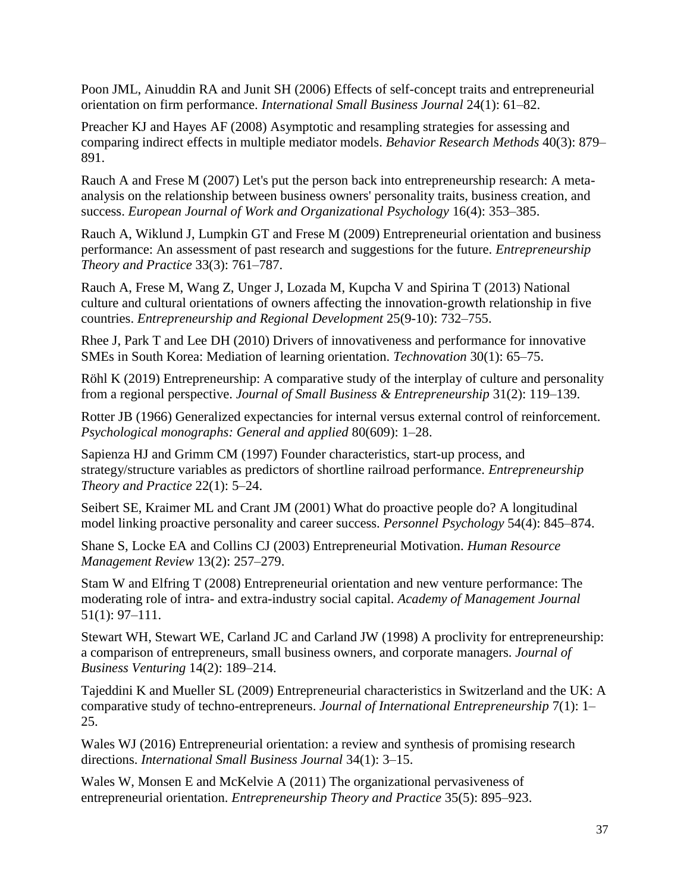Poon JML, Ainuddin RA and Junit SH (2006) Effects of self-concept traits and entrepreneurial orientation on firm performance. *International Small Business Journal* 24(1): 61–82.

Preacher KJ and Hayes AF (2008) Asymptotic and resampling strategies for assessing and comparing indirect effects in multiple mediator models. *Behavior Research Methods* 40(3): 879–891.

Rauch A and Frese M (2007) Let's put the person back into entrepreneurship research: A meta-analysis on the relationship between business owners' personality traits, business creation, and success. *European Journal of Work and Organizational Psychology* 16(4): 353–385.

Rauch A, Wiklund J, Lumpkin GT and Frese M (2009) Entrepreneurial orientation and business performance: An assessment of past research and suggestions for the future. *Entrepreneurship Theory and Practice* 33(3): 761–787.

Rauch A, Frese M, Wang Z, Unger J, Lozada M, Kupcha V and Spirina T (2013) National culture and cultural orientations of owners affecting the innovation-growth relationship in five countries. *Entrepreneurship and Regional Development* 25(9-10): 732–755.

Rhee J, Park T and Lee DH (2010) Drivers of innovativeness and performance for innovative SMEs in South Korea: Mediation of learning orientation. *Technovation* 30(1): 65–75.

Röhl K (2019) Entrepreneurship: A comparative study of the interplay of culture and personality from a regional perspective. *Journal of Small Business & Entrepreneurship* 31(2): 119–139.

Rotter JB (1966) Generalized expectancies for internal versus external control of reinforcement. *Psychological monographs: General and applied* 80(609): 1–28.

Sapienza HJ and Grimm CM (1997) Founder characteristics, start-up process, and strategy/structure variables as predictors of shortline railroad performance. *Entrepreneurship Theory and Practice* 22(1): 5–24.

Seibert SE, Kraimer ML and Crant JM (2001) What do proactive people do? A longitudinal model linking proactive personality and career success. *Personnel Psychology* 54(4): 845–874.

Shane S, Locke EA and Collins CJ (2003) Entrepreneurial Motivation. *Human Resource Management Review* 13(2): 257–279.

Stam W and Elfring T (2008) Entrepreneurial orientation and new venture performance: The moderating role of intra- and extra-industry social capital. *Academy of Management Journal* 51(1): 97–111.

Stewart WH, Stewart WE, Carland JC and Carland JW (1998) A proclivity for entrepreneurship: a comparison of entrepreneurs, small business owners, and corporate managers. *Journal of Business Venturing* 14(2): 189–214.

Tajeddini K and Mueller SL (2009) Entrepreneurial characteristics in Switzerland and the UK: A comparative study of techno-entrepreneurs. *Journal of International Entrepreneurship* 7(1): 1–25.

Wales WJ (2016) Entrepreneurial orientation: a review and synthesis of promising research directions. *International Small Business Journal* 34(1): 3–15.

Wales W, Monsen E and McKelvie A (2011) The organizational pervasiveness of entrepreneurial orientation. *Entrepreneurship Theory and Practice* 35(5): 895–923.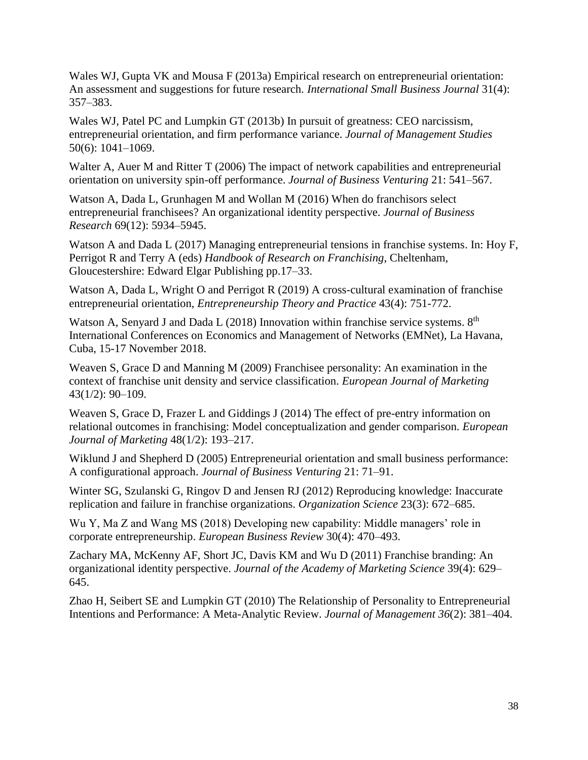Wales WJ, Gupta VK and Mousa F (2013a) Empirical research on entrepreneurial orientation: An assessment and suggestions for future research. *International Small Business Journal* 31(4): 357–383.

Wales WJ, Patel PC and Lumpkin GT (2013b) In pursuit of greatness: CEO narcissism, entrepreneurial orientation, and firm performance variance. *Journal of Management Studies* 50(6): 1041–1069.

Walter A, Auer M and Ritter T (2006) The impact of network capabilities and entrepreneurial orientation on university spin-off performance. *Journal of Business Venturing* 21: 541–567.

Watson A, Dada L, Grunhagen M and Wollan M (2016) When do franchisors select entrepreneurial franchisees? An organizational identity perspective. *Journal of Business Research* 69(12): 5934–5945.

Watson A and Dada L (2017) Managing entrepreneurial tensions in franchise systems. In: Hoy F, Perrigot R and Terry A (eds) *Handbook of Research on Franchising*, Cheltenham, Gloucestershire: Edward Elgar Publishing pp.17–33.

Watson A, Dada L, Wright O and Perrigot R (2019) A cross-cultural examination of franchise entrepreneurial orientation, *Entrepreneurship Theory and Practice* 43(4): 751-772.

Watson A, Senyard J and Dada L (2018) Innovation within franchise service systems. 8th International Conferences on Economics and Management of Networks (EMNet), La Havana, Cuba, 15-17 November 2018.

Weaven S, Grace D and Manning M (2009) Franchisee personality: An examination in the context of franchise unit density and service classification. *European Journal of Marketing* 43(1/2): 90–109.

Weaven S, Grace D, Frazer L and Giddings J (2014) The effect of pre-entry information on relational outcomes in franchising: Model conceptualization and gender comparison. *European Journal of Marketing* 48(1/2): 193–217.

Wiklund J and Shepherd D (2005) Entrepreneurial orientation and small business performance: A configurational approach. *Journal of Business Venturing* 21: 71–91.

Winter SG, Szulanski G, Ringov D and Jensen RJ (2012) Reproducing knowledge: Inaccurate replication and failure in franchise organizations. *Organization Science* 23(3): 672–685.

Wu Y, Ma Z and Wang MS (2018) Developing new capability: Middle managers' role in corporate entrepreneurship. *European Business Review* 30(4): 470–493.

Zachary MA, McKenny AF, Short JC, Davis KM and Wu D (2011) Franchise branding: An organizational identity perspective. *Journal of the Academy of Marketing Science* 39(4): 629–645.

Zhao H, Seibert SE and Lumpkin GT (2010) The Relationship of Personality to Entrepreneurial Intentions and Performance: A Meta-Analytic Review. *Journal of Management 36*(2): 381–404.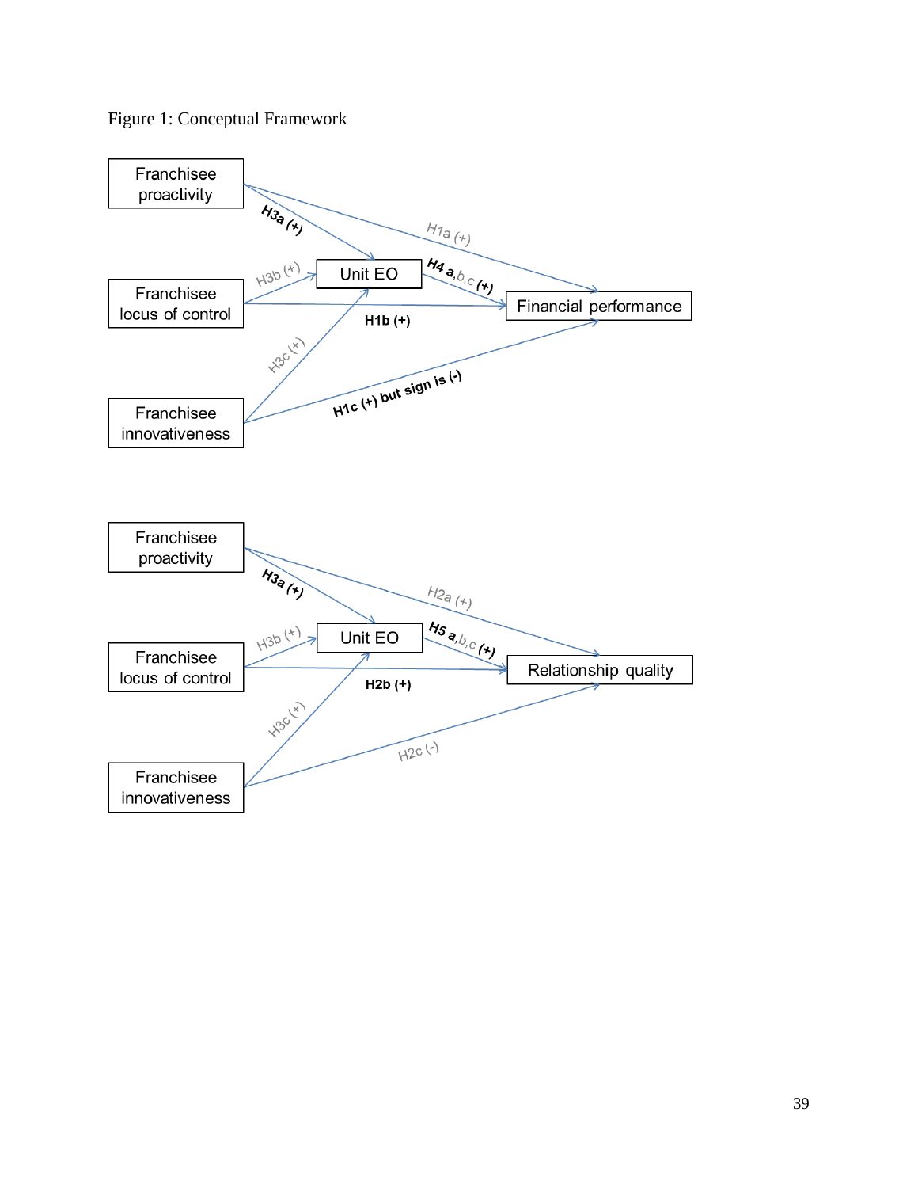Figure 1: Conceptual Framework

Franchisee proactivity

H3a (+)

H1a (+)

H3b (+)

Unit EO

H4 a,b,c (+)

Franchisee locus of control

Financial performance

H1b (+)

H3c (+)

Franchisee innovativeness

H1c (+) but sign is (-)

Franchisee proactivity

H3a (+)

H2a (+)

H3b (+)

Unit EO

H5 a,b,c (+)

Franchisee locus of control

Relationship quality

H2b (+)

H3c (+)

Franchisee innovativeness

H2c (-)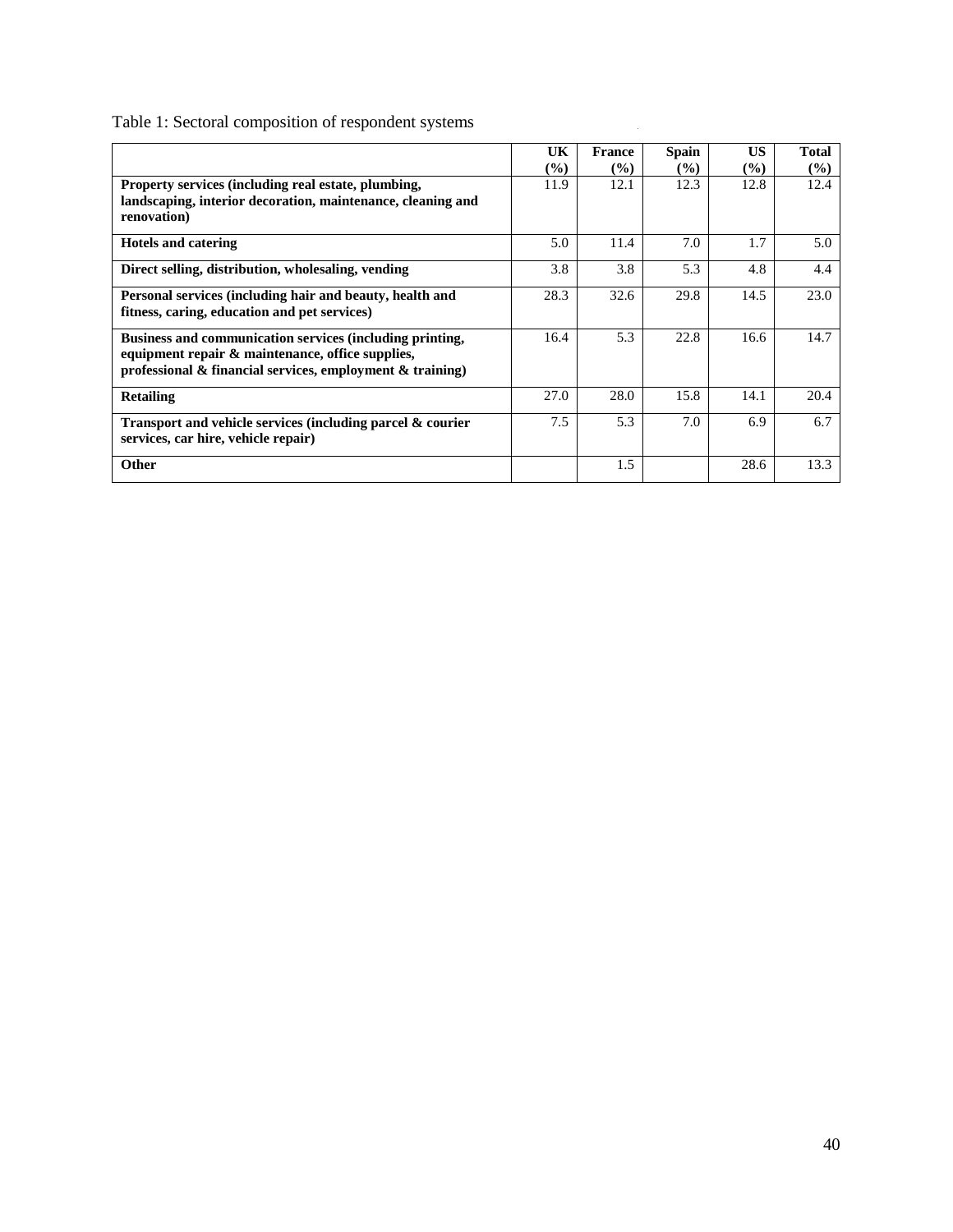Table 1: Sectoral composition of respondent systems

| | UK (%) | France (%) | Spain (%) | US (%) | Total (%) |
|---|---|---|---|---|---|
| **Property services (including real estate, plumbing, landscaping, interior decoration, maintenance, cleaning and renovation)** | 11.9 | 12.1 | 12.3 | 12.8 | 12.4 |
| **Hotels and catering** | 5.0 | 11.4 | 7.0 | 1.7 | 5.0 |
| **Direct selling, distribution, wholesaling, vending** | 3.8 | 3.8 | 5.3 | 4.8 | 4.4 |
| **Personal services (including hair and beauty, health and fitness, caring, education and pet services)** | 28.3 | 32.6 | 29.8 | 14.5 | 23.0 |
| **Business and communication services (including printing, equipment repair & maintenance, office supplies, professional & financial services, employment & training)** | 16.4 | 5.3 | 22.8 | 16.6 | 14.7 |
| **Retailing** | 27.0 | 28.0 | 15.8 | 14.1 | 20.4 |
| **Transport and vehicle services (including parcel & courier services, car hire, vehicle repair)** | 7.5 | 5.3 | 7.0 | 6.9 | 6.7 |
| **Other** | | 1.5 | | 28.6 | 13.3 |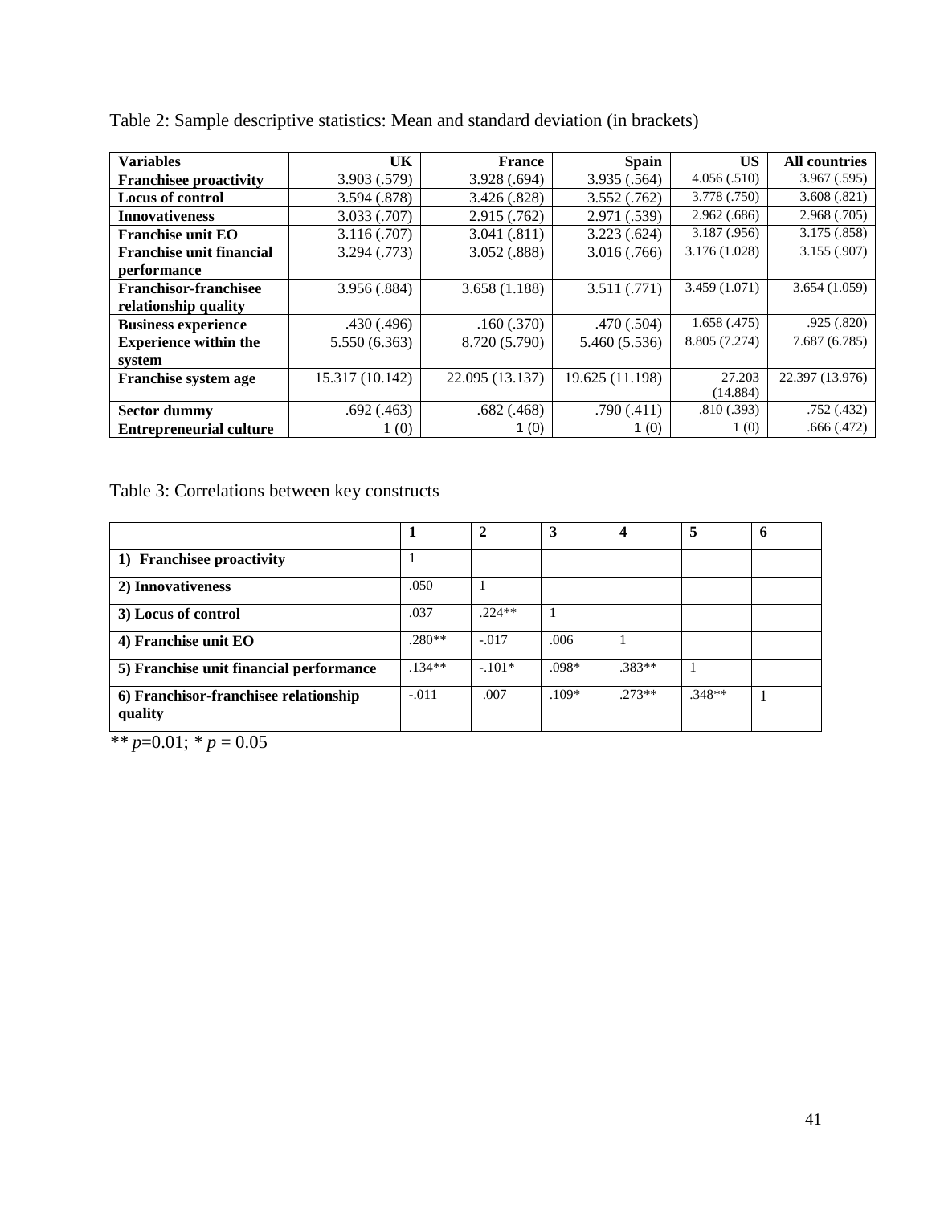Table 2: Sample descriptive statistics: Mean and standard deviation (in brackets)

| Variables | UK | France | Spain | US | All countries |
|---|---|---|---|---|---|
| **Franchisee proactivity** | 3.903 (.579) | 3.928 (.694) | 3.935 (.564) | 4.056 (.510) | 3.967 (.595) |
| **Locus of control** | 3.594 (.878) | 3.426 (.828) | 3.552 (.762) | 3.778 (.750) | 3.608 (.821) |
| **Innovativeness** | 3.033 (.707) | 2.915 (.762) | 2.971 (.539) | 2.962 (.686) | 2.968 (.705) |
| **Franchise unit EO** | 3.116 (.707) | 3.041 (.811) | 3.223 (.624) | 3.187 (.956) | 3.175 (.858) |
| **Franchise unit financial performance** | 3.294 (.773) | 3.052 (.888) | 3.016 (.766) | 3.176 (1.028) | 3.155 (.907) |
| **Franchisor-franchisee relationship quality** | 3.956 (.884) | 3.658 (1.188) | 3.511 (.771) | 3.459 (1.071) | 3.654 (1.059) |
| **Business experience** | .430 (.496) | .160 (.370) | .470 (.504) | 1.658 (.475) | .925 (.820) |
| **Experience within the system** | 5.550 (6.363) | 8.720 (5.790) | 5.460 (5.536) | 8.805 (7.274) | 7.687 (6.785) |
| **Franchise system age** | 15.317 (10.142) | 22.095 (13.137) | 19.625 (11.198) | 27.203 (14.884) | 22.397 (13.976) |
| **Sector dummy** | .692 (.463) | .682 (.468) | .790 (.411) | .810 (.393) | .752 (.432) |
| **Entrepreneurial culture** | 1 (0) | 1 (0) | 1 (0) | 1 (0) | .666 (.472) |

Table 3: Correlations between key constructs

| | 1 | 2 | 3 | 4 | 5 | 6 |
|---|---|---|---|---|---|---|
| **1) Franchisee proactivity** | 1 | | | | | |
| **2) Innovativeness** | .050 | 1 | | | | |
| **3) Locus of control** | .037 | .224** | 1 | | | |
| **4) Franchise unit EO** | .280** | -.017 | .006 | 1 | | |
| **5) Franchise unit financial performance** | .134** | -.101* | .098* | .383** | 1 | |
| **6) Franchisor-franchisee relationship quality** | -.011 | .007 | .109* | .273** | .348** | 1 |

** $p$=0.01; * $p$ = 0.05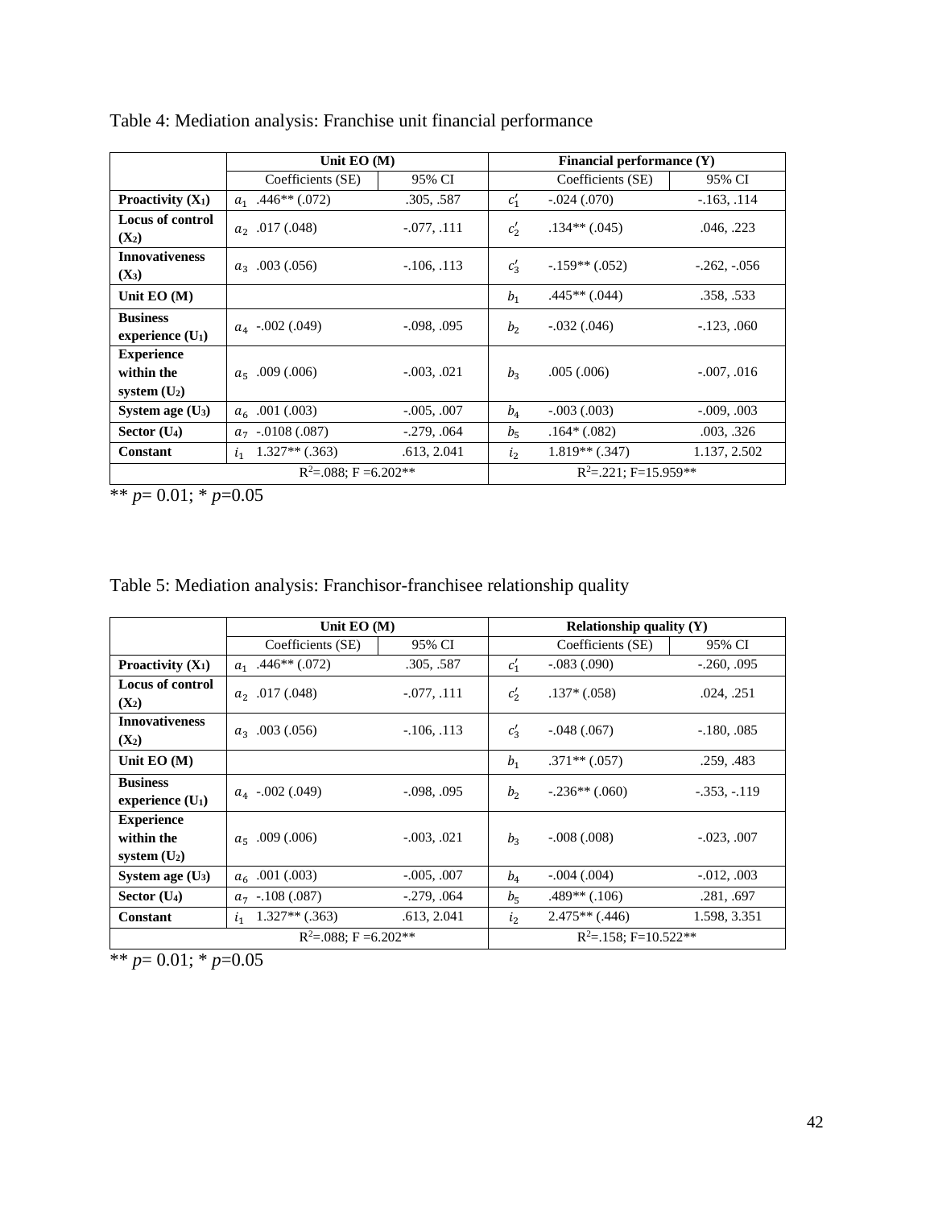Table 4: Mediation analysis: Franchise unit financial performance

| | Unit EO (M) | | Financial performance (Y) | |
|---|---|---|---|---|
| | Coefficients (SE) | 95% CI | Coefficients (SE) | 95% CI |
| **Proactivity ($X_1$)** | $a_1$ .446** (.072) | .305, .587 | $c_1'$ -.024 (.070) | -.163, .114 |
| **Locus of control ($X_2$)** | $a_2$ .017 (.048) | -.077, .111 | $c_2'$ .134** (.045) | .046, .223 |
| **Innovativeness ($X_3$)** | $a_3$ .003 (.056) | -.106, .113 | $c_3'$ -.159** (.052) | -.262, -.056 |
| **Unit EO (M)** | | | $b_1$ .445** (.044) | .358, .533 |
| **Business experience ($U_1$)** | $a_4$ -.002 (.049) | -.098, .095 | $b_2$ -.032 (.046) | -.123, .060 |
| **Experience within the system ($U_2$)** | $a_5$ .009 (.006) | -.003, .021 | $b_3$ .005 (.006) | -.007, .016 |
| **System age ($U_3$)** | $a_6$ .001 (.003) | -.005, .007 | $b_4$ -.003 (.003) | -.009, .003 |
| **Sector ($U_4$)** | $a_7$ -.0108 (.087) | -.279, .064 | $b_5$ .164* (.082) | .003, .326 |
| **Constant** | $i_1$ 1.327** (.363) | .613, 2.041 | $i_2$ 1.819** (.347) | 1.137, 2.502 |
| | $R^2$=.088; F =6.202** | | $R^2$=.221; F=15.959** | |

** *p*= 0.01; * *p*=0.05

Table 5: Mediation analysis: Franchisor-franchisee relationship quality

| | Unit EO (M) | | Relationship quality (Y) | |
|---|---|---|---|---|
| | Coefficients (SE) | 95% CI | Coefficients (SE) | 95% CI |
| **Proactivity ($X_1$)** | $a_1$ .446** (.072) | .305, .587 | $c_1'$ -.083 (.090) | -.260, .095 |
| **Locus of control ($X_2$)** | $a_2$ .017 (.048) | -.077, .111 | $c_2'$ .137* (.058) | .024, .251 |
| **Innovativeness ($X_2$)** | $a_3$ .003 (.056) | -.106, .113 | $c_3'$ -.048 (.067) | -.180, .085 |
| **Unit EO (M)** | | | $b_1$ .371** (.057) | .259, .483 |
| **Business experience ($U_1$)** | $a_4$ -.002 (.049) | -.098, .095 | $b_2$ -.236** (.060) | -.353, -.119 |
| **Experience within the system ($U_2$)** | $a_5$ .009 (.006) | -.003, .021 | $b_3$ -.008 (.008) | -.023, .007 |
| **System age ($U_3$)** | $a_6$ .001 (.003) | -.005, .007 | $b_4$ -.004 (.004) | -.012, .003 |
| **Sector ($U_4$)** | $a_7$ -.108 (.087) | -.279, .064 | $b_5$ .489** (.106) | .281, .697 |
| **Constant** | $i_1$ 1.327** (.363) | .613, 2.041 | $i_2$ 2.475** (.446) | 1.598, 3.351 |
| | $R^2$=.088; F =6.202** | | $R^2$=.158; F=10.522** | |

** *p*= 0.01; * *p*=0.05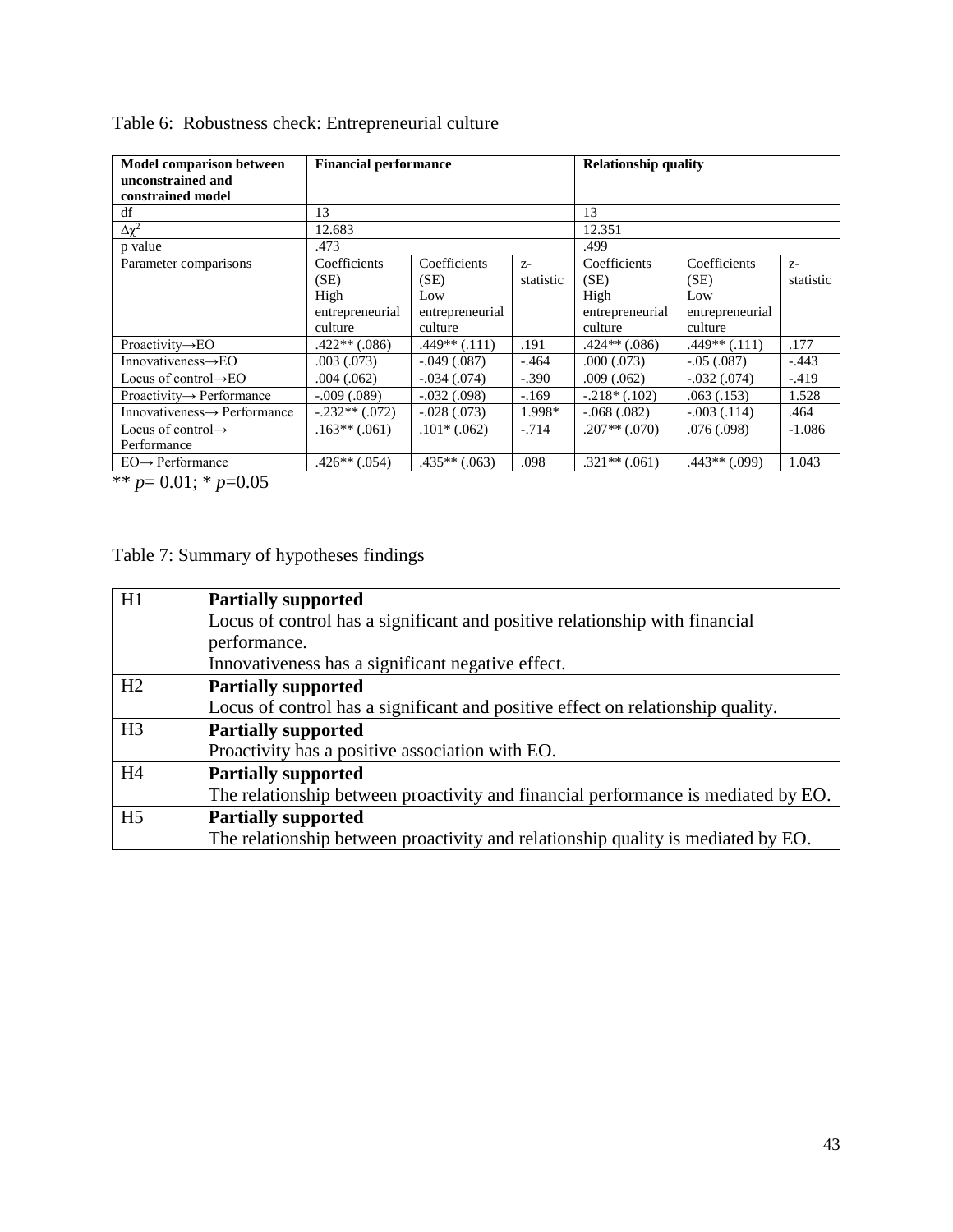Table 6: Robustness check: Entrepreneurial culture

| **Model comparison between unconstrained and constrained model** | **Financial performance** | | | **Relationship quality** | | |
|---|---|---|---|---|---|---|
| df | 13 | | | 13 | | |
| $\Delta\chi^2$ | 12.683 | | | 12.351 | | |
| p value | .473 | | | .499 | | |
| Parameter comparisons | Coefficients (SE) High entrepreneurial culture | Coefficients (SE) Low entrepreneurial culture | z-statistic | Coefficients (SE) High entrepreneurial culture | Coefficients (SE) Low entrepreneurial culture | z-statistic |
| Proactivity→EO | .422** (.086) | .449** (.111) | .191 | .424** (.086) | .449** (.111) | .177 |
| Innovativeness→EO | .003 (.073) | -.049 (.087) | -.464 | .000 (.073) | -.05 (.087) | -.443 |
| Locus of control→EO | .004 (.062) | -.034 (.074) | -.390 | .009 (.062) | -.032 (.074) | -.419 |
| Proactivity→ Performance | -.009 (.089) | -.032 (.098) | -.169 | -.218* (.102) | .063 (.153) | 1.528 |
| Innovativeness→ Performance | -.232** (.072) | -.028 (.073) | 1.998* | -.068 (.082) | -.003 (.114) | .464 |
| Locus of control→ Performance | .163** (.061) | .101* (.062) | -.714 | .207** (.070) | .076 (.098) | -1.086 |
| EO→ Performance | .426** (.054) | .435** (.063) | .098 | .321** (.061) | .443** (.099) | 1.043 |

** *p*= 0.01; * *p*=0.05

Table 7: Summary of hypotheses findings

| | |
|---|---|
| H1 | **Partially supported**<br>Locus of control has a significant and positive relationship with financial performance.<br>Innovativeness has a significant negative effect. |
| H2 | **Partially supported**<br>Locus of control has a significant and positive effect on relationship quality. |
| H3 | **Partially supported**<br>Proactivity has a positive association with EO. |
| H4 | **Partially supported**<br>The relationship between proactivity and financial performance is mediated by EO. |
| H5 | **Partially supported**<br>The relationship between proactivity and relationship quality is mediated by EO. |